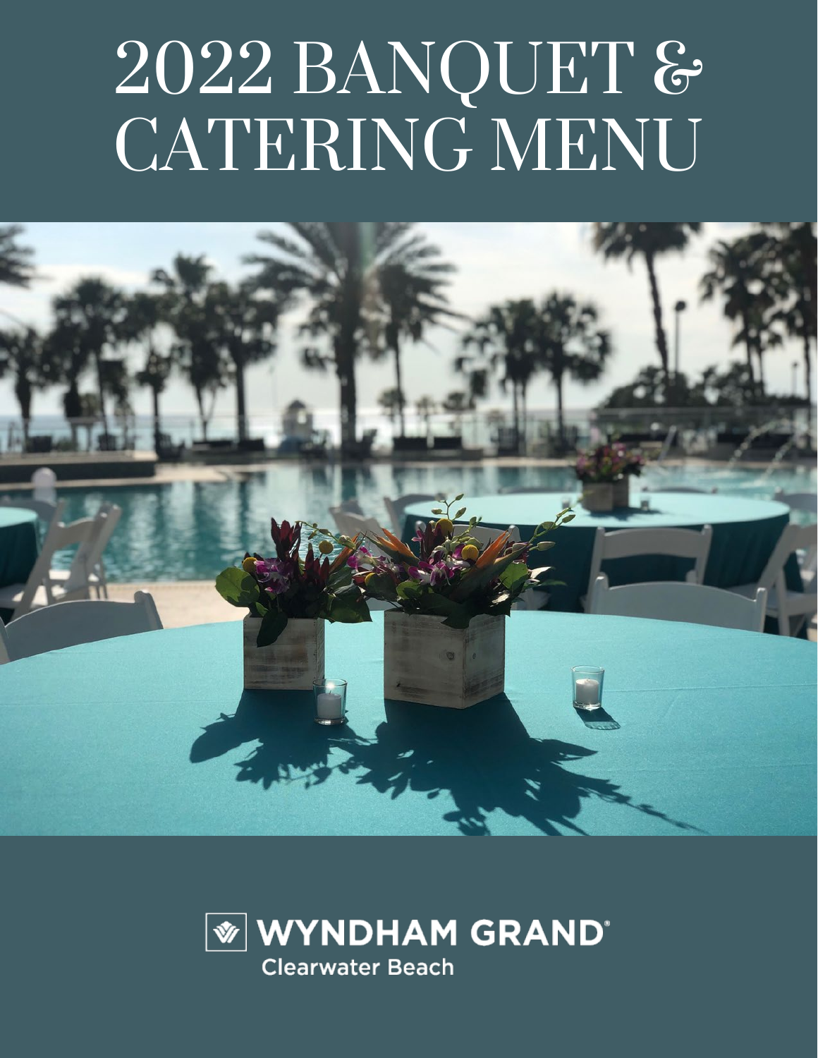# 2022 BANQUET & CATERING MENU

WYNDHAM GRAND®

Clearwater Beach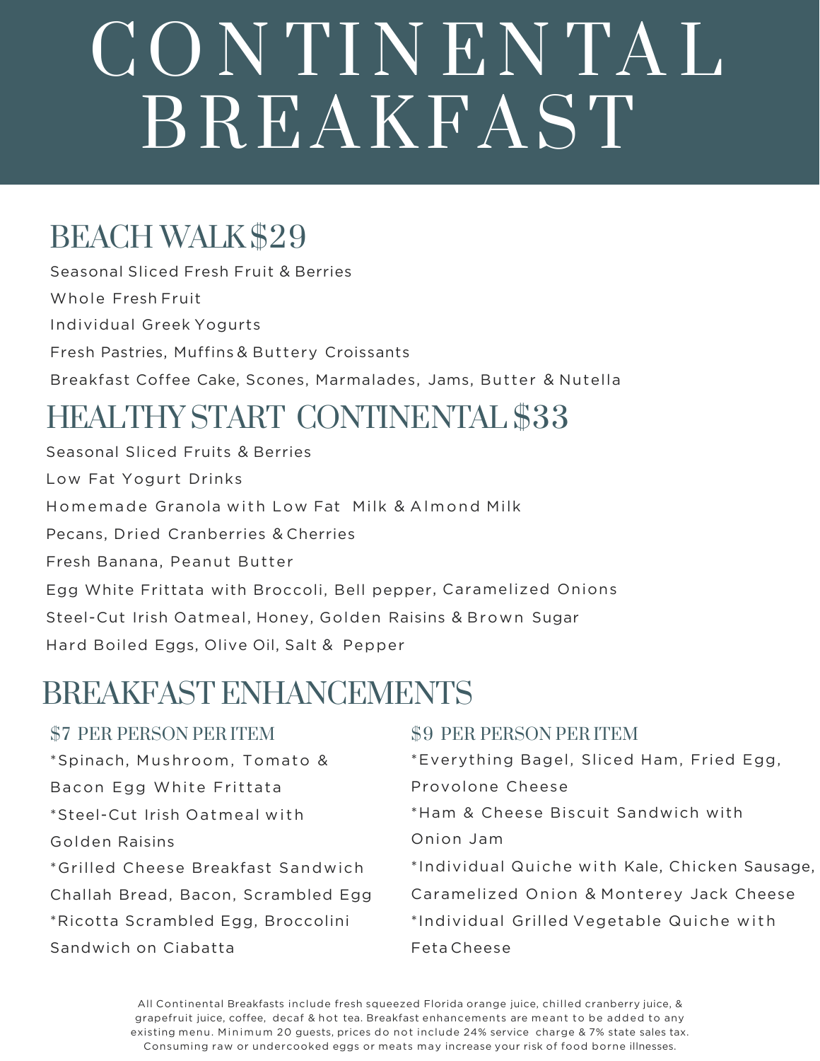# CONTINENTAL BREAKFAST

## BEACH WALK $29

Seasonal Sliced Fresh Fruit & Berries

Whole Fresh Fruit

Individual Greek Yogurts

Fresh Pastries, Muffins & Buttery Croissants

Breakfast Coffee Cake, Scones, Marmalades, Jams, Butter & Nutella

## HEALTHY START CONTINENTAL $33

Seasonal Sliced Fruits & Berries

Low Fat Yogurt Drinks

Homemade Granola with Low Fat Milk & Almond Milk

Pecans, Dried Cranberries & Cherries

Fresh Banana, Peanut Butter

Egg White Frittata with Broccoli, Bell pepper, Caramelized Onions

Steel-Cut Irish Oatmeal, Honey, Golden Raisins & Brown Sugar

Hard Boiled Eggs, Olive Oil, Salt & Pepper

## BREAKFAST ENHANCEMENTS

### $7 PER PERSON PER ITEM

*Spinach, Mushroom, Tomato & Bacon Egg White Frittata

*Steel-Cut Irish Oatmeal with Golden Raisins

*Grilled Cheese Breakfast Sandwich Challah Bread, Bacon, Scrambled Egg

*Ricotta Scrambled Egg, Broccolini Sandwich on Ciabatta

### $9 PER PERSON PER ITEM

*Everything Bagel, Sliced Ham, Fried Egg, Provolone Cheese

*Ham & Cheese Biscuit Sandwich with Onion Jam

*Individual Quiche with Kale, Chicken Sausage, Caramelized Onion & Monterey Jack Cheese

*Individual Grilled Vegetable Quiche with Feta Cheese

All Continental Breakfasts include fresh squeezed Florida orange juice, chilled cranberry juice, & grapefruit juice, coffee, decaf & hot tea. Breakfast enhancements are meant to be added to any existing menu. Minimum 20 guests, prices do not include 24% service charge & 7% state sales tax. Consuming raw or undercooked eggs or meats may increase your risk of food borne illnesses.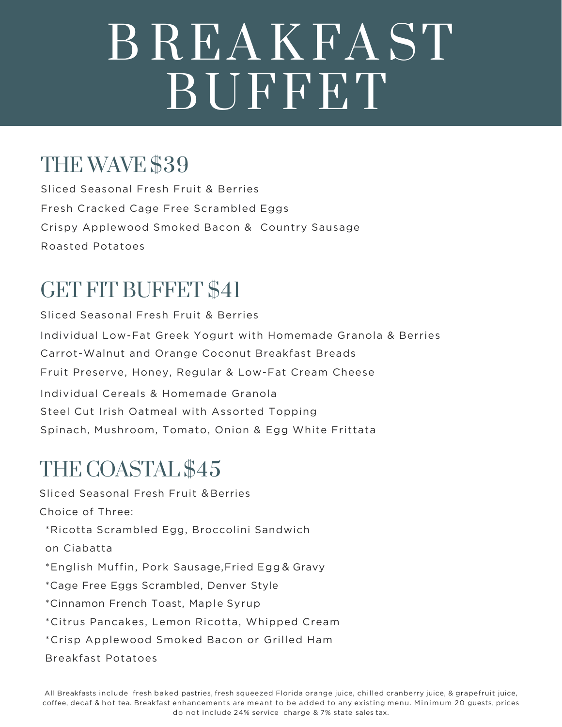# BREAKFAST BUFFET

## THE WAVE $39

Sliced Seasonal Fresh Fruit & Berries

Fresh Cracked Cage Free Scrambled Eggs

Crispy Applewood Smoked Bacon & Country Sausage

Roasted Potatoes

## GET FIT BUFFET $41

Sliced Seasonal Fresh Fruit & Berries

Individual Low-Fat Greek Yogurt with Homemade Granola & Berries

Carrot-Walnut and Orange Coconut Breakfast Breads

Fruit Preserve, Honey, Regular & Low-Fat Cream Cheese

Individual Cereals & Homemade Granola

Steel Cut Irish Oatmeal with Assorted Topping

Spinach, Mushroom, Tomato, Onion & Egg White Frittata

## THE COASTAL $45

Sliced Seasonal Fresh Fruit & Berries

Choice of Three:

*Ricotta Scrambled Egg, Broccolini Sandwich on Ciabatta

*English Muffin, Pork Sausage, Fried Egg & Gravy

*Cage Free Eggs Scrambled, Denver Style

*Cinnamon French Toast, Maple Syrup

*Citrus Pancakes, Lemon Ricotta, Whipped Cream

*Crisp Applewood Smoked Bacon or Grilled Ham

Breakfast Potatoes

All Breakfasts include fresh baked pastries, fresh squeezed Florida orange juice, chilled cranberry juice, & grapefruit juice, coffee, decaf & hot tea. Breakfast enhancements are meant to be added to any existing menu. Minimum 20 guests, prices do not include 24% service charge & 7% state sales tax.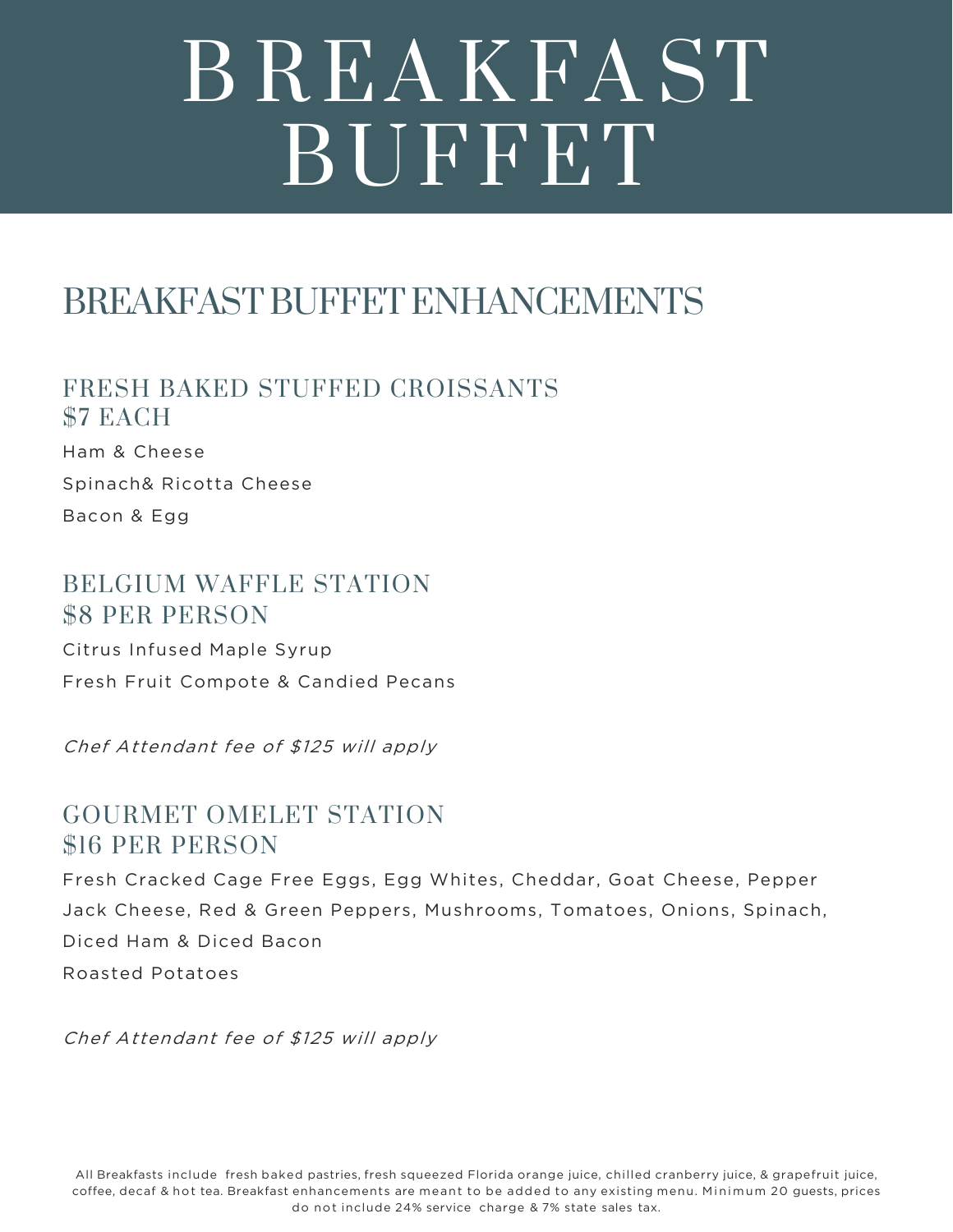# BREAKFAST BUFFET

## BREAKFAST BUFFET ENHANCEMENTS

### FRESH BAKED STUFFED CROISSANTS
### $7 EACH

Ham & Cheese

Spinach& Ricotta Cheese

Bacon & Egg

### BELGIUM WAFFLE STATION
### $8 PER PERSON

Citrus Infused Maple Syrup

Fresh Fruit Compote & Candied Pecans

*Chef Attendant fee of $125 will apply*

### GOURMET OMELET STATION
### $16 PER PERSON

Fresh Cracked Cage Free Eggs, Egg Whites, Cheddar, Goat Cheese, Pepper Jack Cheese, Red & Green Peppers, Mushrooms, Tomatoes, Onions, Spinach, Diced Ham & Diced Bacon

Roasted Potatoes

*Chef Attendant fee of $125 will apply*

All Breakfasts include fresh baked pastries, fresh squeezed Florida orange juice, chilled cranberry juice, & grapefruit juice, coffee, decaf & hot tea. Breakfast enhancements are meant to be added to any existing menu. Minimum 20 guests, prices do not include 24% service charge & 7% state sales tax.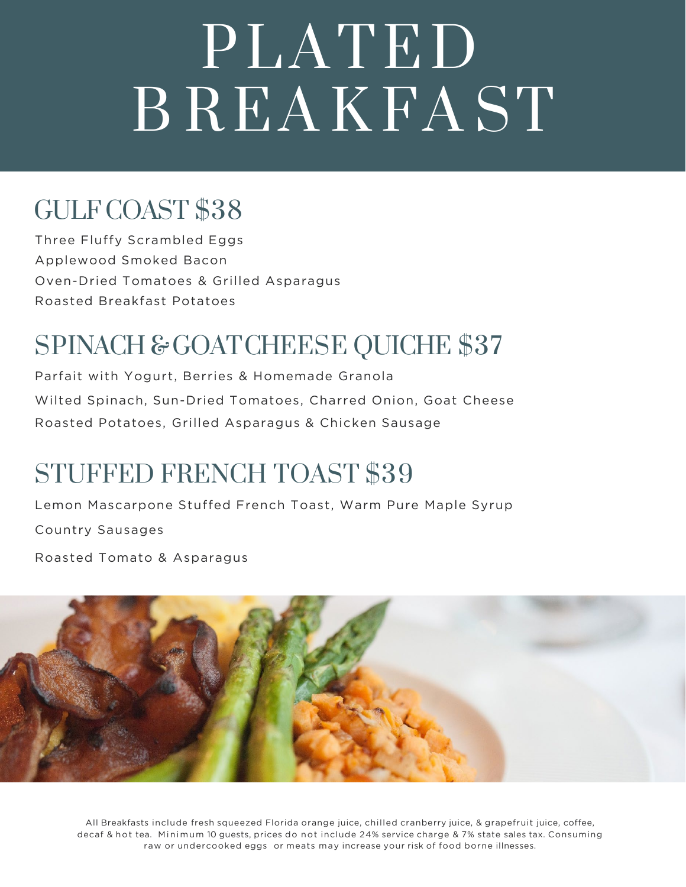# PLATED BREAKFAST

## GULF COAST $38

Three Fluffy Scrambled Eggs

Applewood Smoked Bacon

Oven-Dried Tomatoes & Grilled Asparagus

Roasted Breakfast Potatoes

## SPINACH & GOAT CHEESE QUICHE $37

Parfait with Yogurt, Berries & Homemade Granola

Wilted Spinach, Sun-Dried Tomatoes, Charred Onion, Goat Cheese

Roasted Potatoes, Grilled Asparagus & Chicken Sausage

## STUFFED FRENCH TOAST $39

Lemon Mascarpone Stuffed French Toast, Warm Pure Maple Syrup

Country Sausages

Roasted Tomato & Asparagus

All Breakfasts include fresh squeezed Florida orange juice, chilled cranberry juice, & grapefruit juice, coffee, decaf & hot tea. Minimum 10 guests, prices do not include 24% service charge & 7% state sales tax. Consuming raw or undercooked eggs or meats may increase your risk of food borne illnesses.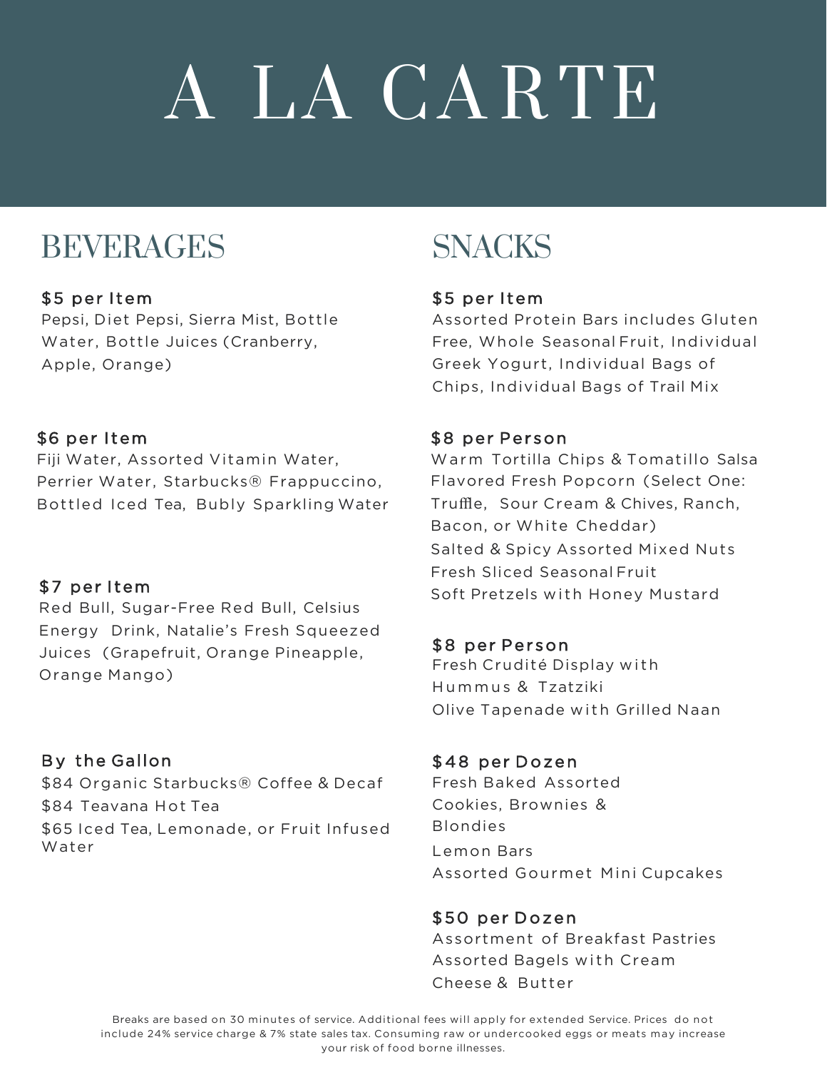# A LA CARTE

## BEVERAGES

### $5 per Item

Pepsi, Diet Pepsi, Sierra Mist, Bottle Water, Bottle Juices (Cranberry, Apple, Orange)

### $6 per Item

Fiji Water, Assorted Vitamin Water, Perrier Water, Starbucks® Frappuccino, Bottled Iced Tea, Bubly Sparkling Water

### $7 per Item

Red Bull, Sugar-Free Red Bull, Celsius Energy Drink, Natalie's Fresh Squeezed Juices (Grapefruit, Orange Pineapple, Orange Mango)

### By the Gallon

$84 Organic Starbucks® Coffee & Decaf

$84 Teavana Hot Tea

$65 Iced Tea, Lemonade, or Fruit Infused Water

## SNACKS

### $5 per Item

Assorted Protein Bars includes Gluten Free, Whole Seasonal Fruit, Individual Greek Yogurt, Individual Bags of Chips, Individual Bags of Trail Mix

### $8 per Person

Warm Tortilla Chips & Tomatillo Salsa

Flavored Fresh Popcorn (Select One: Truffle, Sour Cream & Chives, Ranch, Bacon, or White Cheddar)

Salted & Spicy Assorted Mixed Nuts

Fresh Sliced Seasonal Fruit

Soft Pretzels with Honey Mustard

### $8 per Person

Fresh Crudité Display with Hummus & Tzatziki

Olive Tapenade with Grilled Naan

### $48 per Dozen

Fresh Baked Assorted Cookies, Brownies & Blondies

Lemon Bars

Assorted Gourmet Mini Cupcakes

### $50 per Dozen

Assortment of Breakfast Pastries

Assorted Bagels with Cream Cheese & Butter

Breaks are based on 30 minutes of service. Additional fees will apply for extended Service. Prices do not include 24% service charge & 7% state sales tax. Consuming raw or undercooked eggs or meats may increase your risk of food borne illnesses.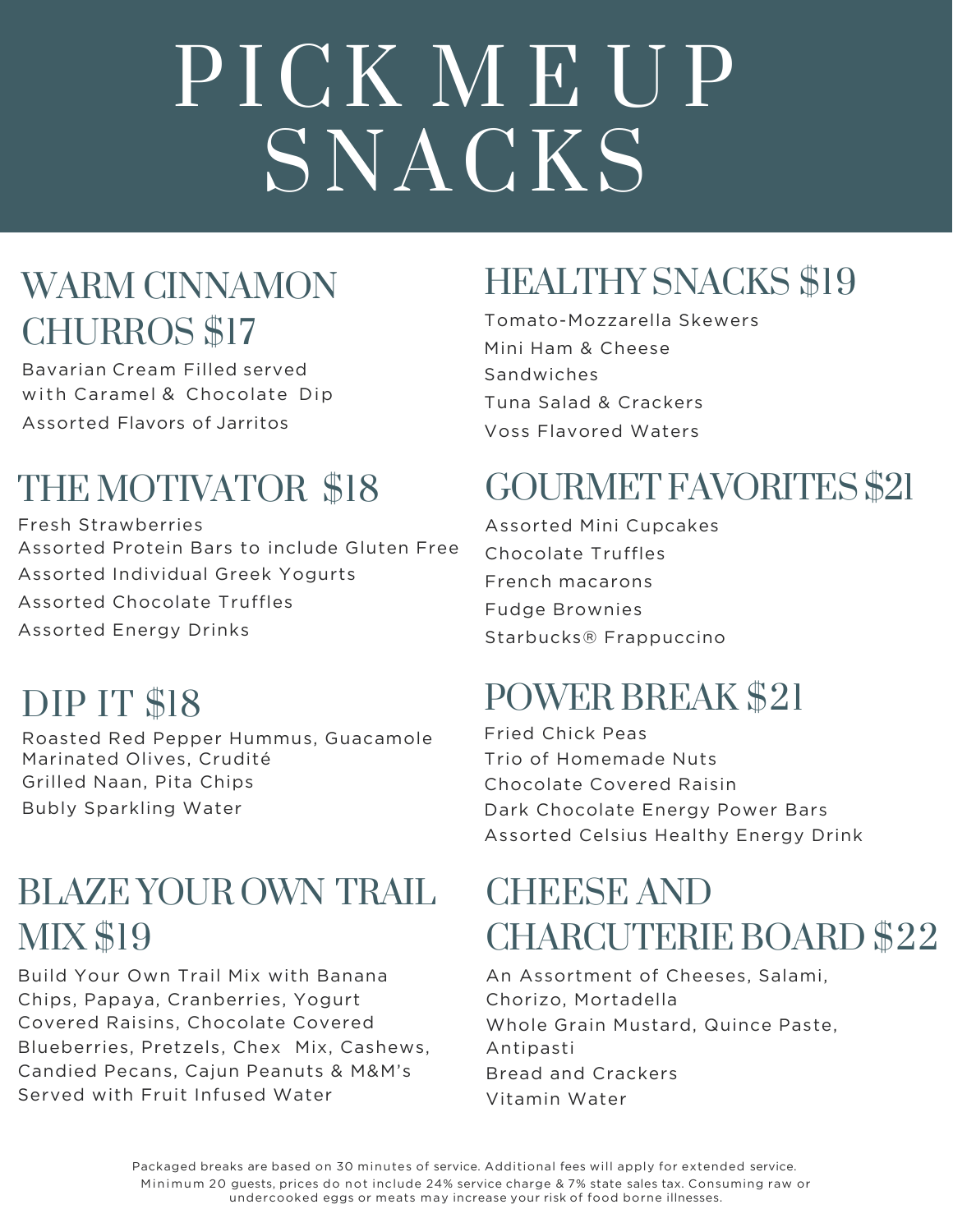# PICK ME UP SNACKS

## WARM CINNAMON CHURROS $17

Bavarian Cream Filled served with Caramel & Chocolate Dip

Assorted Flavors of Jarritos

## THE MOTIVATOR $18

Fresh Strawberries

Assorted Protein Bars to include Gluten Free

Assorted Individual Greek Yogurts

Assorted Chocolate Truffles

Assorted Energy Drinks

## DIP IT $18

Roasted Red Pepper Hummus, Guacamole

Marinated Olives, Crudité

Grilled Naan, Pita Chips

Bubly Sparkling Water

## BLAZE YOUR OWN TRAIL MIX $19

Build Your Own Trail Mix with Banana Chips, Papaya, Cranberries, Yogurt Covered Raisins, Chocolate Covered Blueberries, Pretzels, Chex Mix, Cashews, Candied Pecans, Cajun Peanuts & M&M's

Served with Fruit Infused Water

## HEALTHY SNACKS $19

Tomato-Mozzarella Skewers

Mini Ham & Cheese Sandwiches

Tuna Salad & Crackers

Voss Flavored Waters

## GOURMET FAVORITES $21

Assorted Mini Cupcakes

Chocolate Truffles

French macarons

Fudge Brownies

Starbucks® Frappuccino

## POWER BREAK $21

Fried Chick Peas

Trio of Homemade Nuts

Chocolate Covered Raisin

Dark Chocolate Energy Power Bars

Assorted Celsius Healthy Energy Drink

## CHEESE AND CHARCUTERIE BOARD $22

An Assortment of Cheeses, Salami, Chorizo, Mortadella

Whole Grain Mustard, Quince Paste, Antipasti

Bread and Crackers

Vitamin Water

Packaged breaks are based on 30 minutes of service. Additional fees will apply for extended service. Minimum 20 guests, prices do not include 24% service charge & 7% state sales tax. Consuming raw or undercooked eggs or meats may increase your risk of food borne illnesses.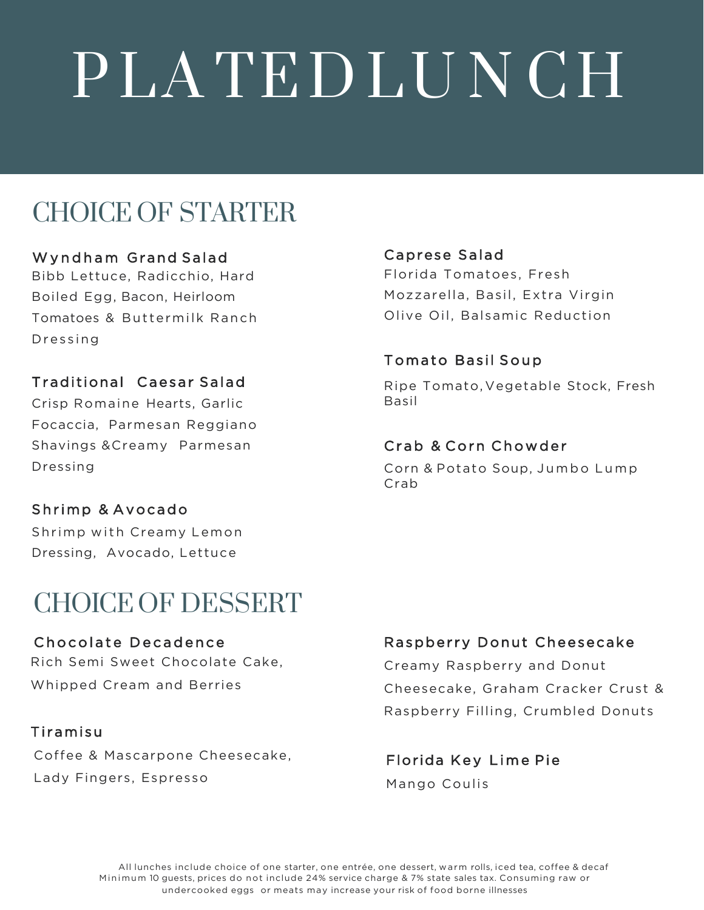# PLATED LUNCH

## CHOICE OF STARTER

### Wyndham Grand Salad
Bibb Lettuce, Radicchio, Hard Boiled Egg, Bacon, Heirloom Tomatoes & Buttermilk Ranch Dressing

### Traditional Caesar Salad
Crisp Romaine Hearts, Garlic Focaccia, Parmesan Reggiano Shavings &Creamy Parmesan Dressing

### Shrimp & Avocado
Shrimp with Creamy Lemon Dressing, Avocado, Lettuce

### Caprese Salad
Florida Tomatoes, Fresh Mozzarella, Basil, Extra Virgin Olive Oil, Balsamic Reduction

### Tomato Basil Soup
Ripe Tomato, Vegetable Stock, Fresh Basil

### Crab & Corn Chowder
Corn & Potato Soup, Jumbo Lump Crab

## CHOICE OF DESSERT

### Chocolate Decadence
Rich Semi Sweet Chocolate Cake, Whipped Cream and Berries

### Tiramisu
Coffee & Mascarpone Cheesecake, Lady Fingers, Espresso

### Raspberry Donut Cheesecake
Creamy Raspberry and Donut Cheesecake, Graham Cracker Crust & Raspberry Filling, Crumbled Donuts

### Florida Key Lime Pie
Mango Coulis

All lunches include choice of one starter, one entrée, one dessert, warm rolls, iced tea, coffee & decaf
Minimum 10 guests, prices do not include 24% service charge & 7% state sales tax. Consuming raw or undercooked eggs or meats may increase your risk of food borne illnesses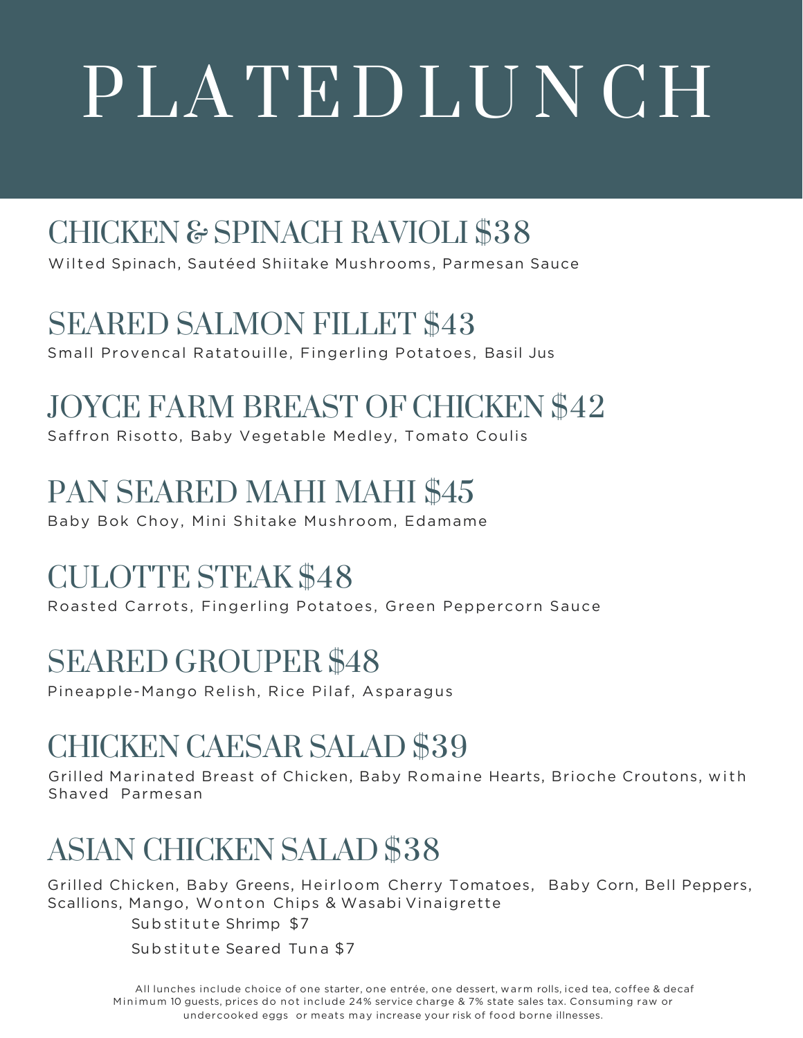# PLATED LUNCH

## CHICKEN & SPINACH RAVIOLI $38

Wilted Spinach, Sautéed Shiitake Mushrooms, Parmesan Sauce

## SEARED SALMON FILLET $43

Small Provencal Ratatouille, Fingerling Potatoes, Basil Jus

## JOYCE FARM BREAST OF CHICKEN $42

Saffron Risotto, Baby Vegetable Medley, Tomato Coulis

## PAN SEARED MAHI MAHI $45

Baby Bok Choy, Mini Shitake Mushroom, Edamame

## CULOTTE STEAK $48

Roasted Carrots, Fingerling Potatoes, Green Peppercorn Sauce

## SEARED GROUPER $48

Pineapple-Mango Relish, Rice Pilaf, Asparagus

## CHICKEN CAESAR SALAD $39

Grilled Marinated Breast of Chicken, Baby Romaine Hearts, Brioche Croutons, with Shaved Parmesan

## ASIAN CHICKEN SALAD $38

Grilled Chicken, Baby Greens, Heirloom Cherry Tomatoes, Baby Corn, Bell Peppers, Scallions, Mango, Wonton Chips & Wasabi Vinaigrette

Substitute Shrimp $7

Substitute Seared Tuna $7

All lunches include choice of one starter, one entrée, one dessert, warm rolls, iced tea, coffee & decaf
Minimum 10 guests, prices do not include 24% service charge & 7% state sales tax. Consuming raw or undercooked eggs or meats may increase your risk of food borne illnesses.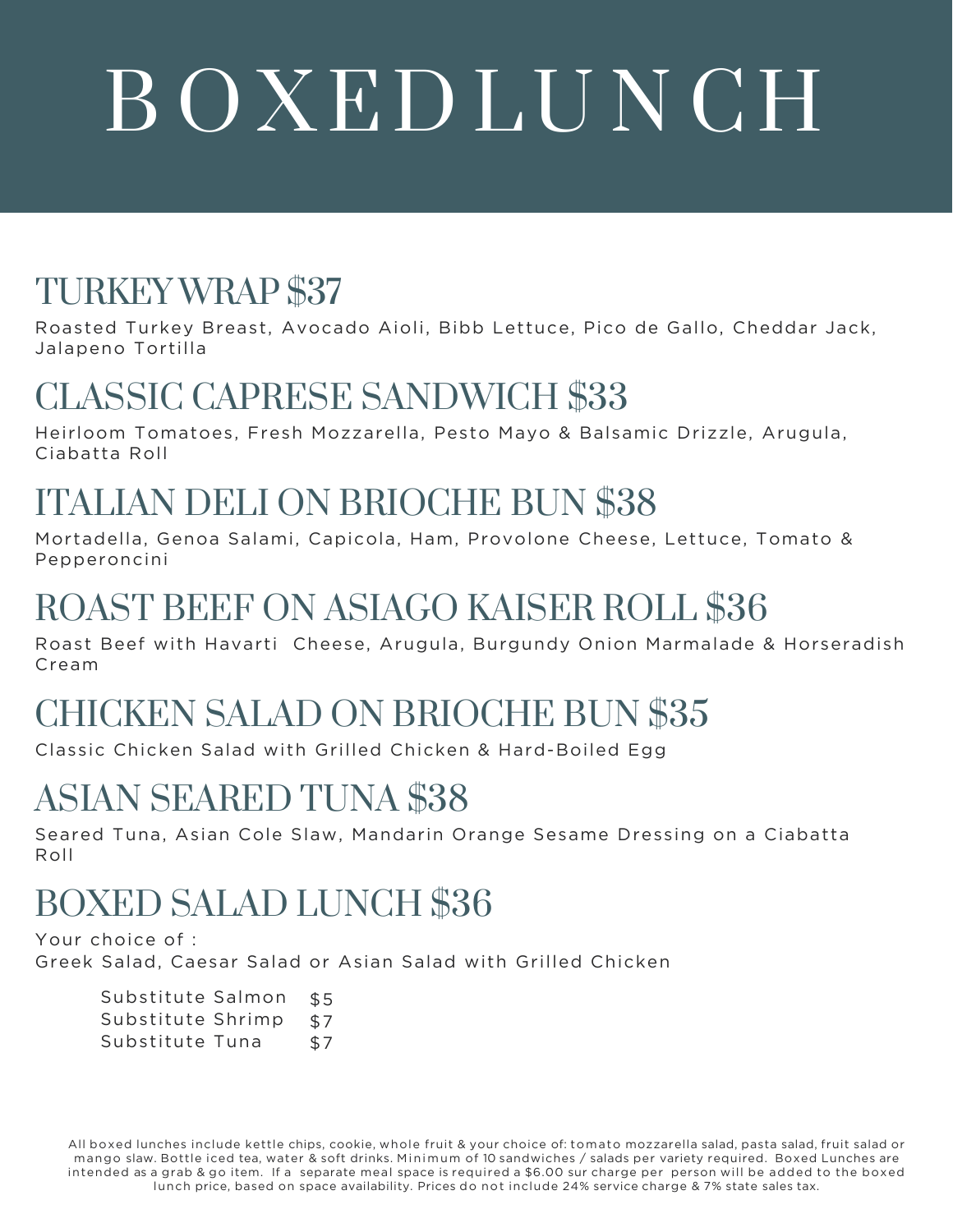# BOXEDLUNCH

## TURKEY WRAP $37

Roasted Turkey Breast, Avocado Aioli, Bibb Lettuce, Pico de Gallo, Cheddar Jack, Jalapeno Tortilla

## CLASSIC CAPRESE SANDWICH $33

Heirloom Tomatoes, Fresh Mozzarella, Pesto Mayo & Balsamic Drizzle, Arugula, Ciabatta Roll

## ITALIAN DELI ON BRIOCHE BUN $38

Mortadella, Genoa Salami, Capicola, Ham, Provolone Cheese, Lettuce, Tomato & Pepperoncini

## ROAST BEEF ON ASIAGO KAISER ROLL $36

Roast Beef with Havarti Cheese, Arugula, Burgundy Onion Marmalade & Horseradish Cream

## CHICKEN SALAD ON BRIOCHE BUN $35

Classic Chicken Salad with Grilled Chicken & Hard-Boiled Egg

## ASIAN SEARED TUNA $38

Seared Tuna, Asian Cole Slaw, Mandarin Orange Sesame Dressing on a Ciabatta Roll

## BOXED SALAD LUNCH $36

Your choice of :
Greek Salad, Caesar Salad or Asian Salad with Grilled Chicken

| | |
|---|---|
| Substitute Salmon | $5 |
| Substitute Shrimp | $7 |
| Substitute Tuna | $7 |

All boxed lunches include kettle chips, cookie, whole fruit & your choice of: tomato mozzarella salad, pasta salad, fruit salad or mango slaw. Bottle iced tea, water & soft drinks. Minimum of 10 sandwiches / salads per variety required. Boxed Lunches are intended as a grab & go item. If a separate meal space is required a $6.00 sur charge per person will be added to the boxed lunch price, based on space availability. Prices do not include 24% service charge & 7% state sales tax.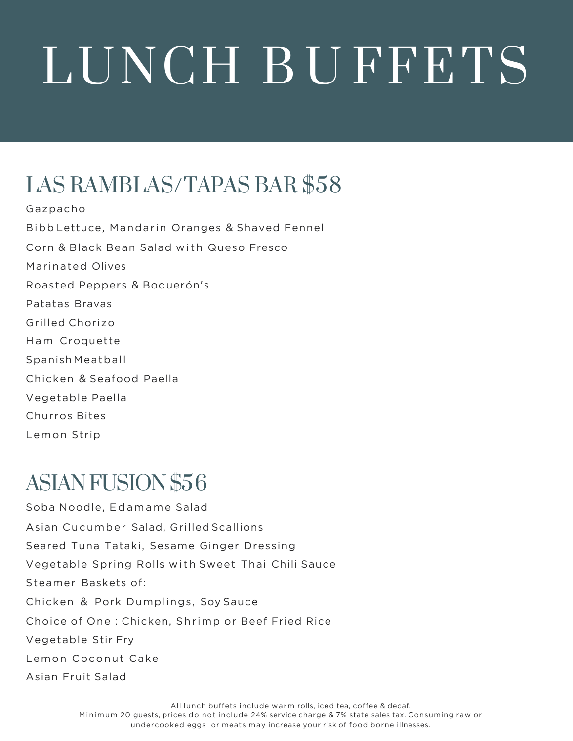# LUNCH BUFFETS

## LAS RAMBLAS/TAPAS BAR $58

Gazpacho

Bibb Lettuce, Mandarin Oranges & Shaved Fennel

Corn & Black Bean Salad with Queso Fresco

Marinated Olives

Roasted Peppers & Boquerón's

Patatas Bravas

Grilled Chorizo

Ham Croquette

Spanish Meatball

Chicken & Seafood Paella

Vegetable Paella

Churros Bites

Lemon Strip

## ASIAN FUSION $56

Soba Noodle, Edamame Salad

Asian Cucumber Salad, Grilled Scallions

Seared Tuna Tataki, Sesame Ginger Dressing

Vegetable Spring Rolls with Sweet Thai Chili Sauce

Steamer Baskets of:

Chicken & Pork Dumplings, Soy Sauce

Choice of One : Chicken, Shrimp or Beef Fried Rice

Vegetable Stir Fry

Lemon Coconut Cake

Asian Fruit Salad

All lunch buffets include warm rolls, iced tea, coffee & decaf.
Minimum 20 guests, prices do not include 24% service charge & 7% state sales tax. Consuming raw or undercooked eggs or meats may increase your risk of food borne illnesses.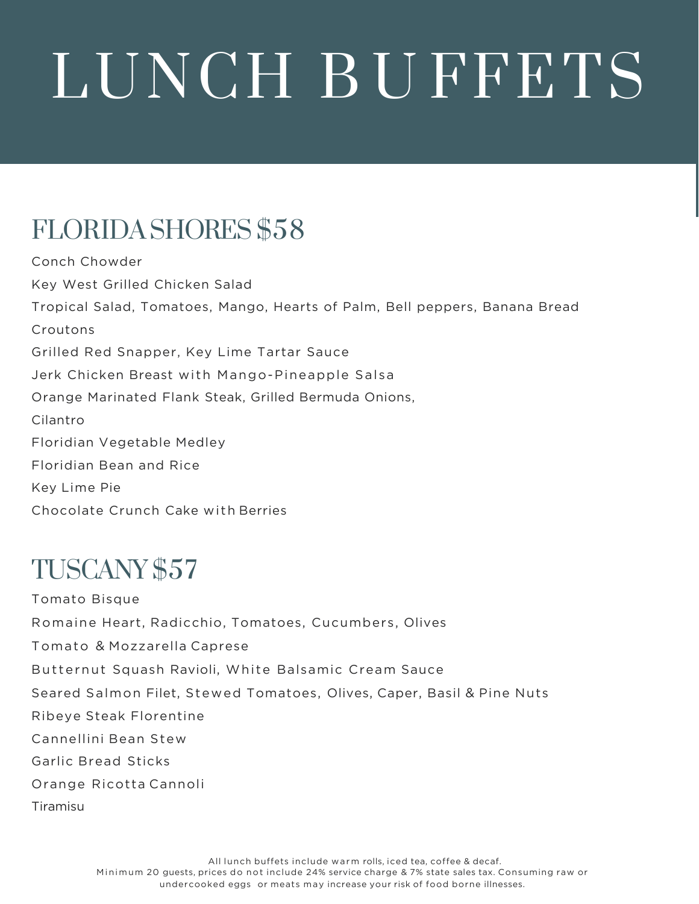# LUNCH BUFFETS

## FLORIDA SHORES $58

Conch Chowder

Key West Grilled Chicken Salad

Tropical Salad, Tomatoes, Mango, Hearts of Palm, Bell peppers, Banana Bread Croutons

Grilled Red Snapper, Key Lime Tartar Sauce

Jerk Chicken Breast with Mango-Pineapple Salsa

Orange Marinated Flank Steak, Grilled Bermuda Onions, Cilantro

Floridian Vegetable Medley

Floridian Bean and Rice

Key Lime Pie

Chocolate Crunch Cake with Berries

## TUSCANY $57

Tomato Bisque

Romaine Heart, Radicchio, Tomatoes, Cucumbers, Olives

Tomato & Mozzarella Caprese

Butternut Squash Ravioli, White Balsamic Cream Sauce

Seared Salmon Filet, Stewed Tomatoes, Olives, Caper, Basil & Pine Nuts

Ribeye Steak Florentine

Cannellini Bean Stew

Garlic Bread Sticks

Orange Ricotta Cannoli

Tiramisu

All lunch buffets include warm rolls, iced tea, coffee & decaf.
Minimum 20 guests, prices do not include 24% service charge & 7% state sales tax. Consuming raw or undercooked eggs or meats may increase your risk of food borne illnesses.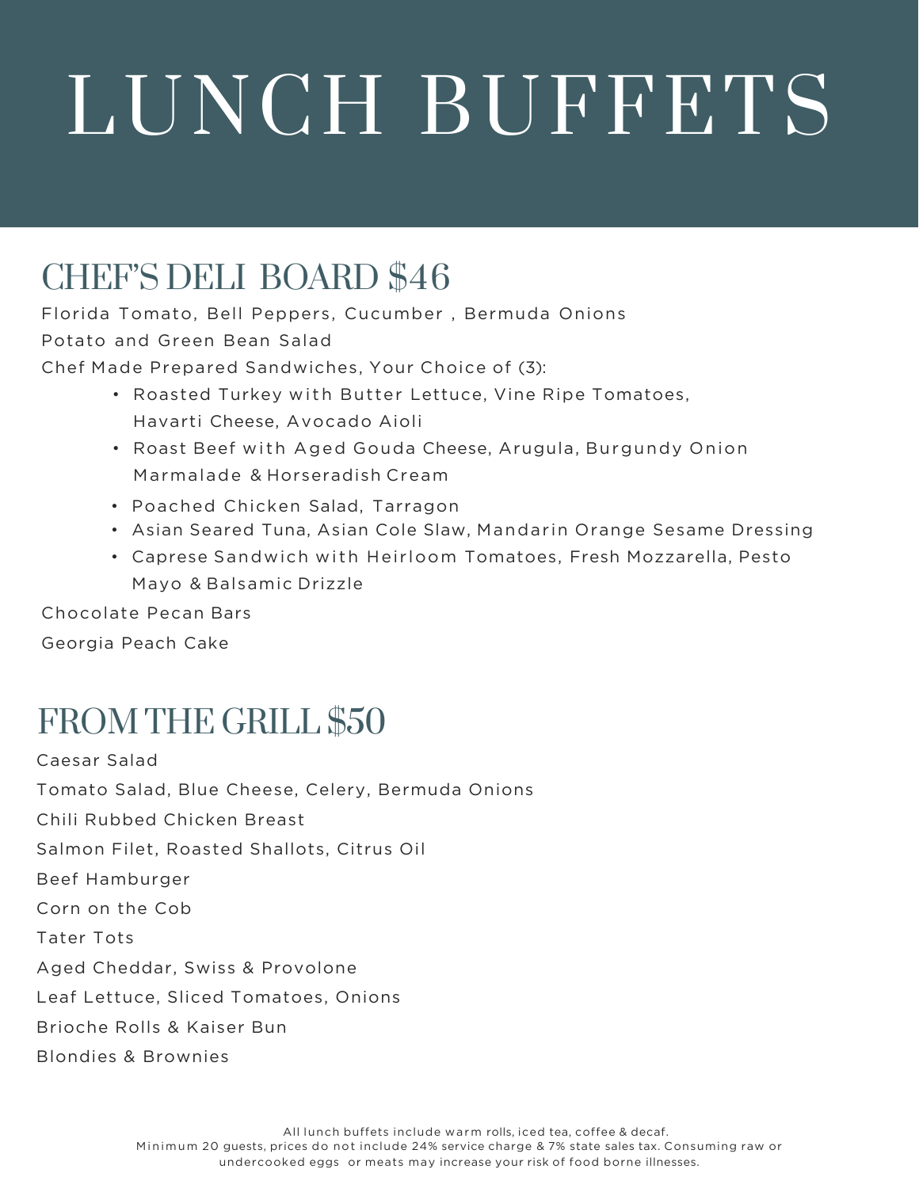# LUNCH BUFFETS

## CHEF'S DELI BOARD $46

Florida Tomato, Bell Peppers, Cucumber , Bermuda Onions

Potato and Green Bean Salad

Chef Made Prepared Sandwiches, Your Choice of (3):

- Roasted Turkey with Butter Lettuce, Vine Ripe Tomatoes, Havarti Cheese, Avocado Aioli
- Roast Beef with Aged Gouda Cheese, Arugula, Burgundy Onion Marmalade & Horseradish Cream
- Poached Chicken Salad, Tarragon
- Asian Seared Tuna, Asian Cole Slaw, Mandarin Orange Sesame Dressing
- Caprese Sandwich with Heirloom Tomatoes, Fresh Mozzarella, Pesto Mayo & Balsamic Drizzle

Chocolate Pecan Bars

Georgia Peach Cake

## FROM THE GRILL $50

Caesar Salad

Tomato Salad, Blue Cheese, Celery, Bermuda Onions

Chili Rubbed Chicken Breast

Salmon Filet, Roasted Shallots, Citrus Oil

Beef Hamburger

Corn on the Cob

Tater Tots

Aged Cheddar, Swiss & Provolone

Leaf Lettuce, Sliced Tomatoes, Onions

Brioche Rolls & Kaiser Bun

Blondies & Brownies

All lunch buffets include warm rolls, iced tea, coffee & decaf.
Minimum 20 guests, prices do not include 24% service charge & 7% state sales tax. Consuming raw or undercooked eggs or meats may increase your risk of food borne illnesses.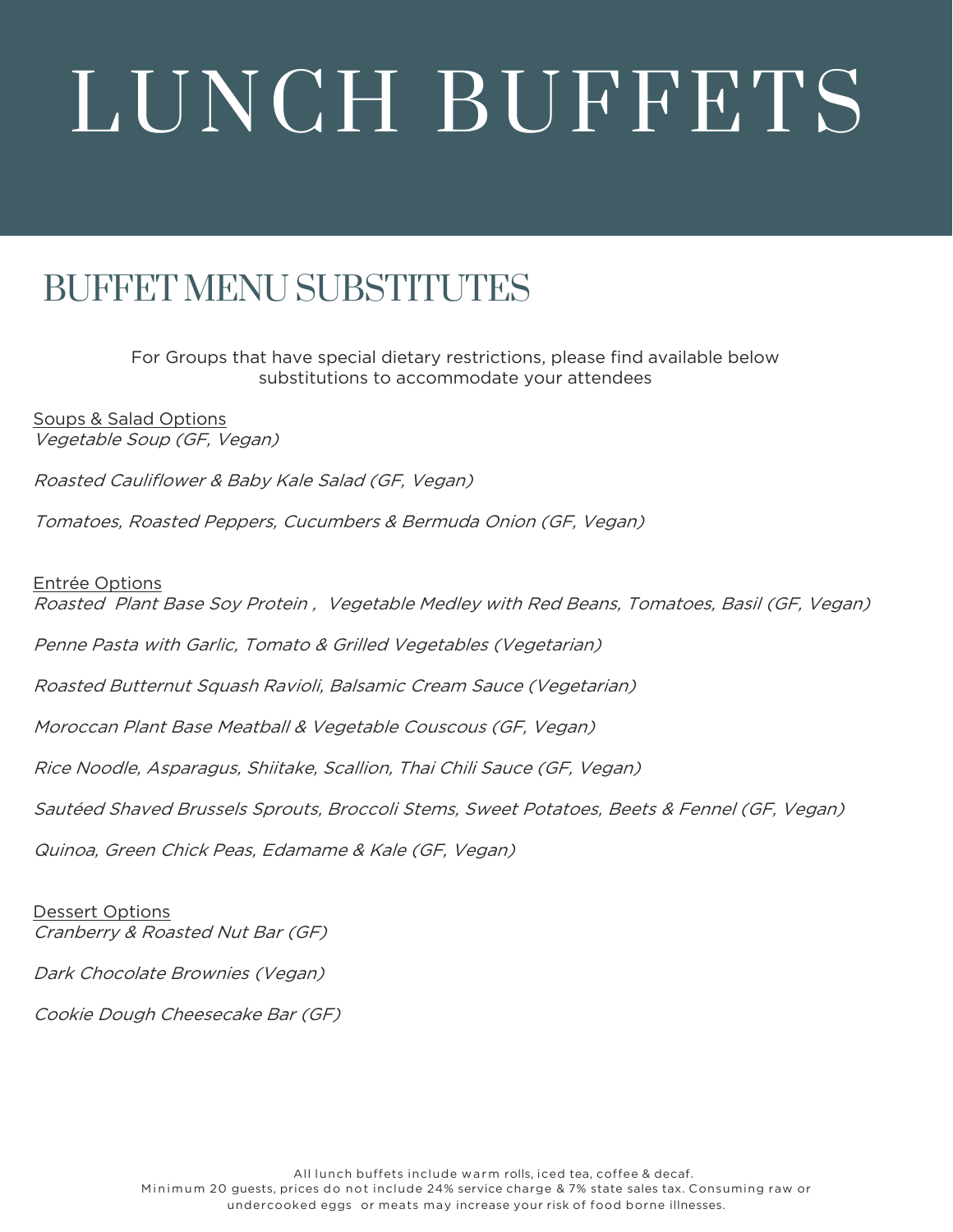# LUNCH BUFFETS

## BUFFET MENU SUBSTITUTES

For Groups that have special dietary restrictions, please find available below substitutions to accommodate your attendees

Soups & Salad Options

*Vegetable Soup (GF, Vegan)*

*Roasted Cauliflower & Baby Kale Salad (GF, Vegan)*

*Tomatoes, Roasted Peppers, Cucumbers & Bermuda Onion (GF, Vegan)*

Entrée Options

*Roasted Plant Base Soy Protein , Vegetable Medley with Red Beans, Tomatoes, Basil (GF, Vegan)*

*Penne Pasta with Garlic, Tomato & Grilled Vegetables (Vegetarian)*

*Roasted Butternut Squash Ravioli, Balsamic Cream Sauce (Vegetarian)*

*Moroccan Plant Base Meatball & Vegetable Couscous (GF, Vegan)*

*Rice Noodle, Asparagus, Shiitake, Scallion, Thai Chili Sauce (GF, Vegan)*

*Sautéed Shaved Brussels Sprouts, Broccoli Stems, Sweet Potatoes, Beets & Fennel (GF, Vegan)*

*Quinoa, Green Chick Peas, Edamame & Kale (GF, Vegan)*

Dessert Options

*Cranberry & Roasted Nut Bar (GF)*

*Dark Chocolate Brownies (Vegan)*

*Cookie Dough Cheesecake Bar (GF)*

All lunch buffets include warm rolls, iced tea, coffee & decaf.
Minimum 20 guests, prices do not include 24% service charge & 7% state sales tax. Consuming raw or undercooked eggs or meats may increase your risk of food borne illnesses.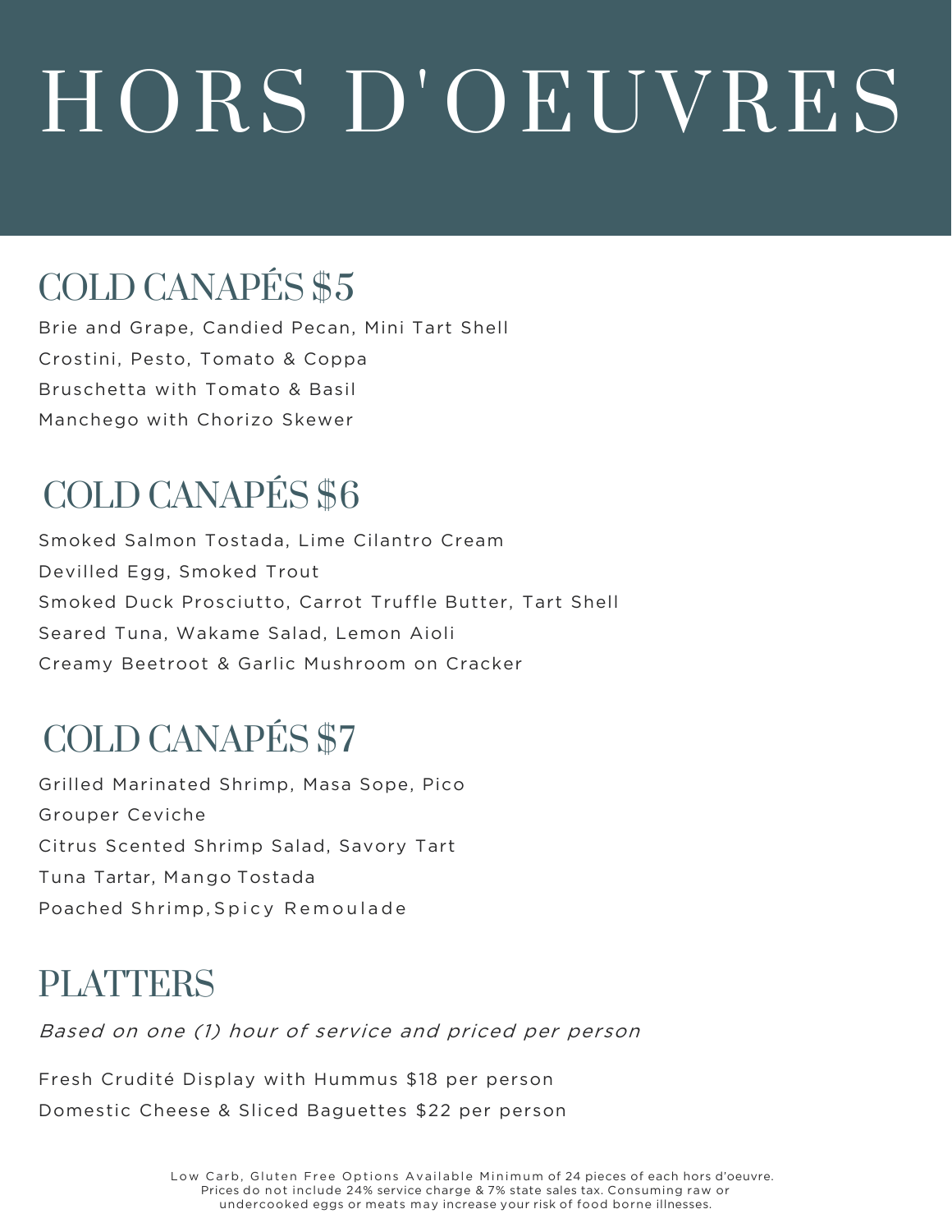# HORS D'OEUVRES

## COLD CANAPÉS $5

Brie and Grape, Candied Pecan, Mini Tart Shell

Crostini, Pesto, Tomato & Coppa

Bruschetta with Tomato & Basil

Manchego with Chorizo Skewer

## COLD CANAPÉS $6

Smoked Salmon Tostada, Lime Cilantro Cream

Devilled Egg, Smoked Trout

Smoked Duck Prosciutto, Carrot Truffle Butter, Tart Shell

Seared Tuna, Wakame Salad, Lemon Aioli

Creamy Beetroot & Garlic Mushroom on Cracker

## COLD CANAPÉS $7

Grilled Marinated Shrimp, Masa Sope, Pico

Grouper Ceviche

Citrus Scented Shrimp Salad, Savory Tart

Tuna Tartar, Mango Tostada

Poached Shrimp, Spicy Remoulade

## PLATTERS

*Based on one (1) hour of service and priced per person*

Fresh Crudité Display with Hummus $18 per person

Domestic Cheese & Sliced Baguettes $22 per person

Low Carb, Gluten Free Options Available Minimum of 24 pieces of each hors d'oeuvre. Prices do not include 24% service charge & 7% state sales tax. Consuming raw or undercooked eggs or meats may increase your risk of food borne illnesses.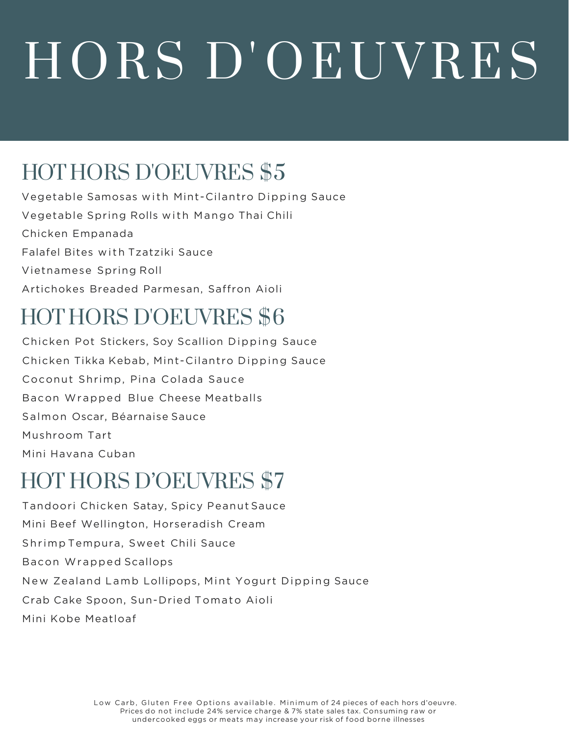# HORS D'OEUVRES

## HOT HORS D'OEUVRES $5

Vegetable Samosas with Mint-Cilantro Dipping Sauce

Vegetable Spring Rolls with Mango Thai Chili

Chicken Empanada

Falafel Bites with Tzatziki Sauce

Vietnamese Spring Roll

Artichokes Breaded Parmesan, Saffron Aioli

## HOT HORS D'OEUVRES $6

Chicken Pot Stickers, Soy Scallion Dipping Sauce

Chicken Tikka Kebab, Mint-Cilantro Dipping Sauce

Coconut Shrimp, Pina Colada Sauce

Bacon Wrapped Blue Cheese Meatballs

Salmon Oscar, Béarnaise Sauce

Mushroom Tart

Mini Havana Cuban

## HOT HORS D'OEUVRES $7

Tandoori Chicken Satay, Spicy Peanut Sauce

Mini Beef Wellington, Horseradish Cream

Shrimp Tempura, Sweet Chili Sauce

Bacon Wrapped Scallops

New Zealand Lamb Lollipops, Mint Yogurt Dipping Sauce

Crab Cake Spoon, Sun-Dried Tomato Aioli

Mini Kobe Meatloaf

Low Carb, Gluten Free Options available. Minimum of 24 pieces of each hors d'oeuvre. Prices do not include 24% service charge & 7% state sales tax. Consuming raw or undercooked eggs or meats may increase your risk of food borne illnesses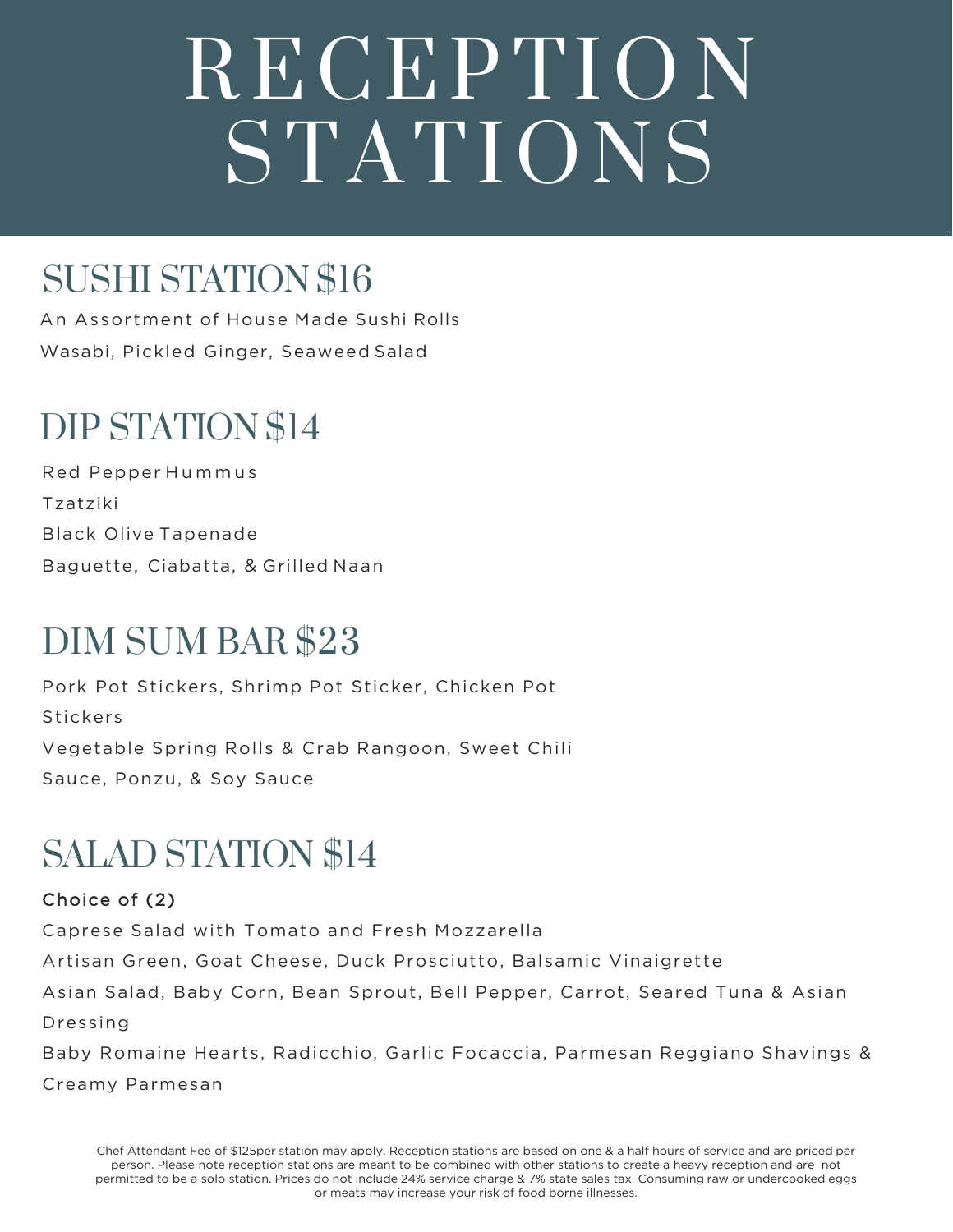# RECEPTION STATIONS

## SUSHI STATION $16

An Assortment of House Made Sushi Rolls

Wasabi, Pickled Ginger, Seaweed Salad

## DIP STATION $14

Red Pepper Hummus

Tzatziki

Black Olive Tapenade

Baguette, Ciabatta, & Grilled Naan

## DIM SUM BAR $23

Pork Pot Stickers, Shrimp Pot Sticker, Chicken Pot Stickers

Vegetable Spring Rolls & Crab Rangoon, Sweet Chili Sauce, Ponzu, & Soy Sauce

## SALAD STATION $14

Choice of (2)

Caprese Salad with Tomato and Fresh Mozzarella

Artisan Green, Goat Cheese, Duck Prosciutto, Balsamic Vinaigrette

Asian Salad, Baby Corn, Bean Sprout, Bell Pepper, Carrot, Seared Tuna & Asian Dressing

Baby Romaine Hearts, Radicchio, Garlic Focaccia, Parmesan Reggiano Shavings & Creamy Parmesan

Chef Attendant Fee of $125per station may apply. Reception stations are based on one & a half hours of service and are priced per person. Please note reception stations are meant to be combined with other stations to create a heavy reception and are not permitted to be a solo station. Prices do not include 24% service charge & 7% state sales tax. Consuming raw or undercooked eggs or meats may increase your risk of food borne illnesses.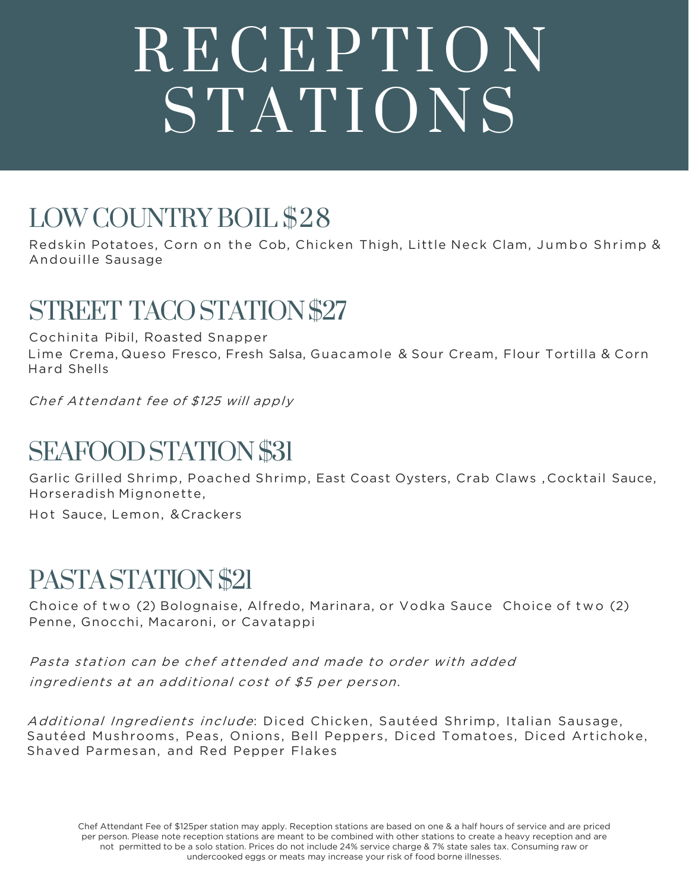# RECEPTION STATIONS

## LOW COUNTRY BOIL $28

Redskin Potatoes, Corn on the Cob, Chicken Thigh, Little Neck Clam, Jumbo Shrimp & Andouille Sausage

## STREET TACO STATION $27

Cochinita Pibil, Roasted Snapper
Lime Crema, Queso Fresco, Fresh Salsa, Guacamole & Sour Cream, Flour Tortilla & Corn Hard Shells

*Chef Attendant fee of $125 will apply*

## SEAFOOD STATION $31

Garlic Grilled Shrimp, Poached Shrimp, East Coast Oysters, Crab Claws ,Cocktail Sauce, Horseradish Mignonette,

Hot Sauce, Lemon, &Crackers

## PASTA STATION $21

Choice of two (2) Bolognaise, Alfredo, Marinara, or Vodka Sauce Choice of two (2) Penne, Gnocchi, Macaroni, or Cavatappi

*Pasta station can be chef attended and made to order with added ingredients at an additional cost of $5 per person.*

*Additional Ingredients include*: Diced Chicken, Sautéed Shrimp, Italian Sausage, Sautéed Mushrooms, Peas, Onions, Bell Peppers, Diced Tomatoes, Diced Artichoke, Shaved Parmesan, and Red Pepper Flakes

Chef Attendant Fee of $125per station may apply. Reception stations are based on one & a half hours of service and are priced per person. Please note reception stations are meant to be combined with other stations to create a heavy reception and are not permitted to be a solo station. Prices do not include 24% service charge & 7% state sales tax. Consuming raw or undercooked eggs or meats may increase your risk of food borne illnesses.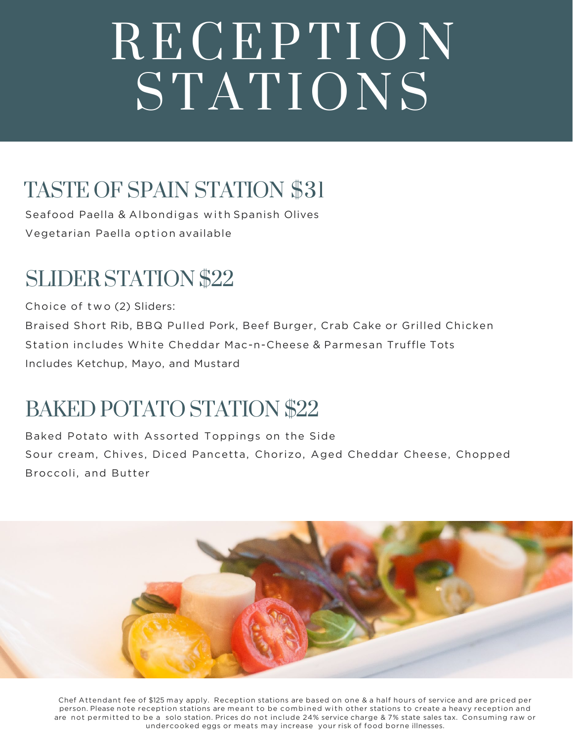# RECEPTION STATIONS

## TASTE OF SPAIN STATION $31

Seafood Paella & Albondigas with Spanish Olives

Vegetarian Paella option available

## SLIDER STATION $22

Choice of two (2) Sliders:

Braised Short Rib, BBQ Pulled Pork, Beef Burger, Crab Cake or Grilled Chicken

Station includes White Cheddar Mac-n-Cheese & Parmesan Truffle Tots

Includes Ketchup, Mayo, and Mustard

## BAKED POTATO STATION $22

Baked Potato with Assorted Toppings on the Side

Sour cream, Chives, Diced Pancetta, Chorizo, Aged Cheddar Cheese, Chopped Broccoli, and Butter

Chef Attendant fee of $125 may apply. Reception stations are based on one & a half hours of service and are priced per person. Please note reception stations are meant to be combined with other stations to create a heavy reception and are not permitted to be a solo station. Prices do not include 24% service charge & 7% state sales tax. Consuming raw or undercooked eggs or meats may increase your risk of food borne illnesses.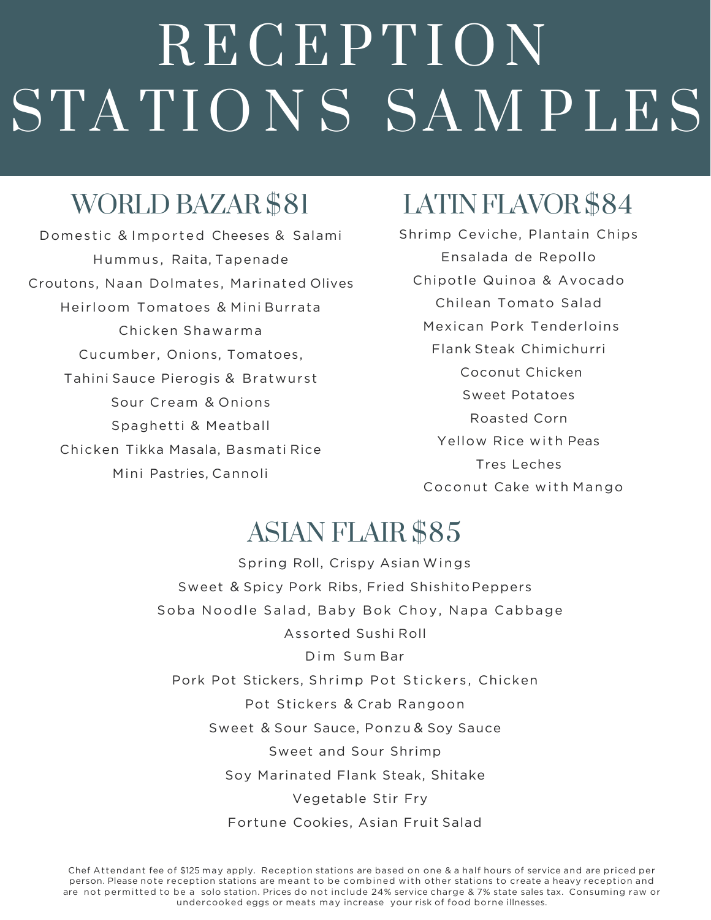# RECEPTION STATIONS SAMPLES

## WORLD BAZAR $81

Domestic & Imported Cheeses & Salami

Hummus, Raita, Tapenade

Croutons, Naan Dolmates, Marinated Olives

Heirloom Tomatoes & Mini Burrata

Chicken Shawarma

Cucumber, Onions, Tomatoes,

Tahini Sauce Pierogis & Bratwurst

Sour Cream & Onions

Spaghetti & Meatball

Chicken Tikka Masala, Basmati Rice

Mini Pastries, Cannoli

## LATIN FLAVOR $84

Shrimp Ceviche, Plantain Chips

Ensalada de Repollo

Chipotle Quinoa & Avocado

Chilean Tomato Salad

Mexican Pork Tenderloins

Flank Steak Chimichurri

Coconut Chicken

Sweet Potatoes

Roasted Corn

Yellow Rice with Peas

Tres Leches

Coconut Cake with Mango

## ASIAN FLAIR $85

Spring Roll, Crispy Asian Wings

Sweet & Spicy Pork Ribs, Fried Shishito Peppers

Soba Noodle Salad, Baby Bok Choy, Napa Cabbage

Assorted Sushi Roll

Dim Sum Bar

Pork Pot Stickers, Shrimp Pot Stickers, Chicken

Pot Stickers & Crab Rangoon

Sweet & Sour Sauce, Ponzu & Soy Sauce

Sweet and Sour Shrimp

Soy Marinated Flank Steak, Shitake

Vegetable Stir Fry

Fortune Cookies, Asian Fruit Salad

Chef Attendant fee of $125 may apply. Reception stations are based on one & a half hours of service and are priced per person. Please note reception stations are meant to be combined with other stations to create a heavy reception and are not permitted to be a solo station. Prices do not include 24% service charge & 7% state sales tax. Consuming raw or undercooked eggs or meats may increase your risk of food borne illnesses.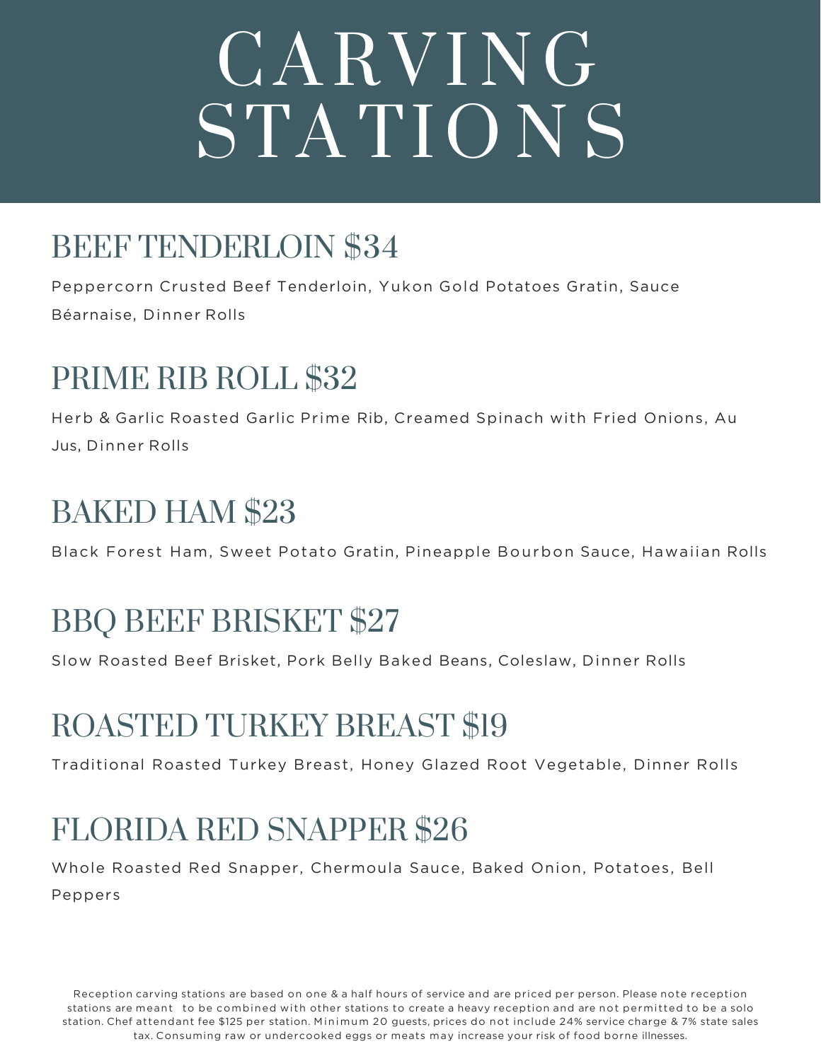# CARVING STATIONS

## BEEF TENDERLOIN $34

Peppercorn Crusted Beef Tenderloin, Yukon Gold Potatoes Gratin, Sauce Béarnaise, Dinner Rolls

## PRIME RIB ROLL $32

Herb & Garlic Roasted Garlic Prime Rib, Creamed Spinach with Fried Onions, Au Jus, Dinner Rolls

## BAKED HAM $23

Black Forest Ham, Sweet Potato Gratin, Pineapple Bourbon Sauce, Hawaiian Rolls

## BBQ BEEF BRISKET $27

Slow Roasted Beef Brisket, Pork Belly Baked Beans, Coleslaw, Dinner Rolls

## ROASTED TURKEY BREAST $19

Traditional Roasted Turkey Breast, Honey Glazed Root Vegetable, Dinner Rolls

## FLORIDA RED SNAPPER $26

Whole Roasted Red Snapper, Chermoula Sauce, Baked Onion, Potatoes, Bell Peppers

Reception carving stations are based on one & a half hours of service and are priced per person. Please note reception stations are meant to be combined with other stations to create a heavy reception and are not permitted to be a solo station. Chef attendant fee $125 per station. Minimum 20 guests, prices do not include 24% service charge & 7% state sales tax. Consuming raw or undercooked eggs or meats may increase your risk of food borne illnesses.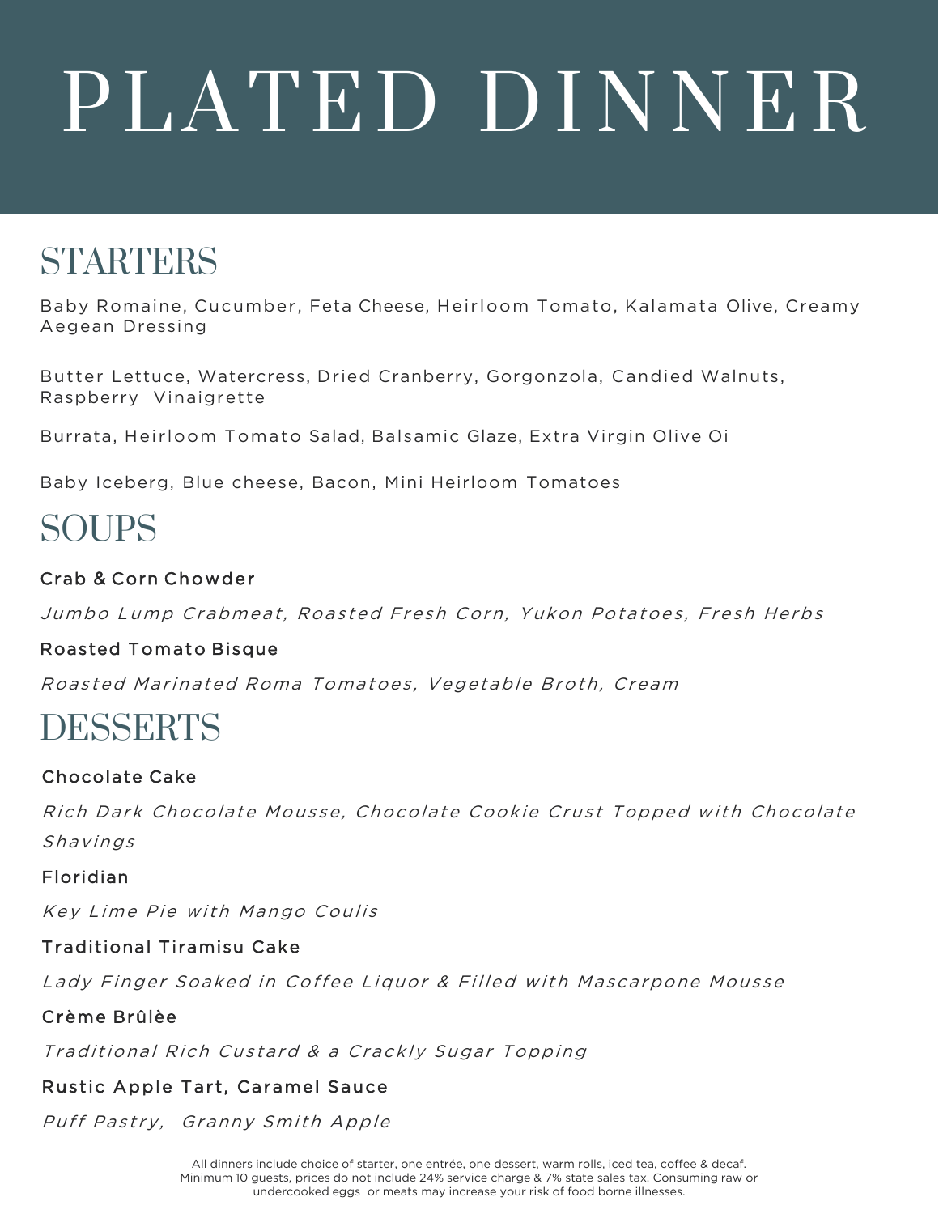# PLATED DINNER

## STARTERS

Baby Romaine, Cucumber, Feta Cheese, Heirloom Tomato, Kalamata Olive, Creamy Aegean Dressing

Butter Lettuce, Watercress, Dried Cranberry, Gorgonzola, Candied Walnuts, Raspberry Vinaigrette

Burrata, Heirloom Tomato Salad, Balsamic Glaze, Extra Virgin Olive Oi

Baby Iceberg, Blue cheese, Bacon, Mini Heirloom Tomatoes

## SOUPS

Crab & Corn Chowder

*Jumbo Lump Crabmeat, Roasted Fresh Corn, Yukon Potatoes, Fresh Herbs*

Roasted Tomato Bisque

*Roasted Marinated Roma Tomatoes, Vegetable Broth, Cream*

## DESSERTS

Chocolate Cake

*Rich Dark Chocolate Mousse, Chocolate Cookie Crust Topped with Chocolate Shavings*

Floridian

*Key Lime Pie with Mango Coulis*

Traditional Tiramisu Cake

*Lady Finger Soaked in Coffee Liquor & Filled with Mascarpone Mousse*

Crème Brûlèe

*Traditional Rich Custard & a Crackly Sugar Topping*

Rustic Apple Tart, Caramel Sauce

*Puff Pastry, Granny Smith Apple*

All dinners include choice of starter, one entrée, one dessert, warm rolls, iced tea, coffee & decaf. Minimum 10 guests, prices do not include 24% service charge & 7% state sales tax. Consuming raw or undercooked eggs or meats may increase your risk of food borne illnesses.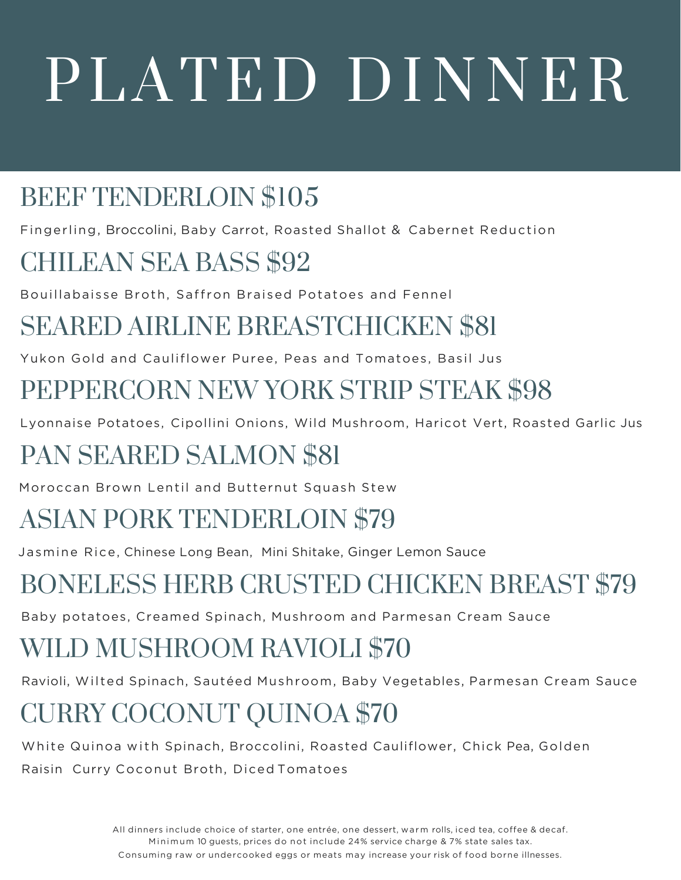# PLATED DINNER

## BEEF TENDERLOIN $105

Fingerling, Broccolini, Baby Carrot, Roasted Shallot & Cabernet Reduction

## CHILEAN SEA BASS $92

Bouillabaisse Broth, Saffron Braised Potatoes and Fennel

## SEARED AIRLINE BREASTCHICKEN $81

Yukon Gold and Cauliflower Puree, Peas and Tomatoes, Basil Jus

## PEPPERCORN NEW YORK STRIP STEAK $98

Lyonnaise Potatoes, Cipollini Onions, Wild Mushroom, Haricot Vert, Roasted Garlic Jus

## PAN SEARED SALMON $81

Moroccan Brown Lentil and Butternut Squash Stew

## ASIAN PORK TENDERLOIN $79

Jasmine Rice, Chinese Long Bean, Mini Shitake, Ginger Lemon Sauce

## BONELESS HERB CRUSTED CHICKEN BREAST $79

Baby potatoes, Creamed Spinach, Mushroom and Parmesan Cream Sauce

## WILD MUSHROOM RAVIOLI $70

Ravioli, Wilted Spinach, Sautéed Mushroom, Baby Vegetables, Parmesan Cream Sauce

## CURRY COCONUT QUINOA $70

White Quinoa with Spinach, Broccolini, Roasted Cauliflower, Chick Pea, Golden Raisin Curry Coconut Broth, Diced Tomatoes

All dinners include choice of starter, one entrée, one dessert, warm rolls, iced tea, coffee & decaf.
Minimum 10 guests, prices do not include 24% service charge & 7% state sales tax.
Consuming raw or undercooked eggs or meats may increase your risk of food borne illnesses.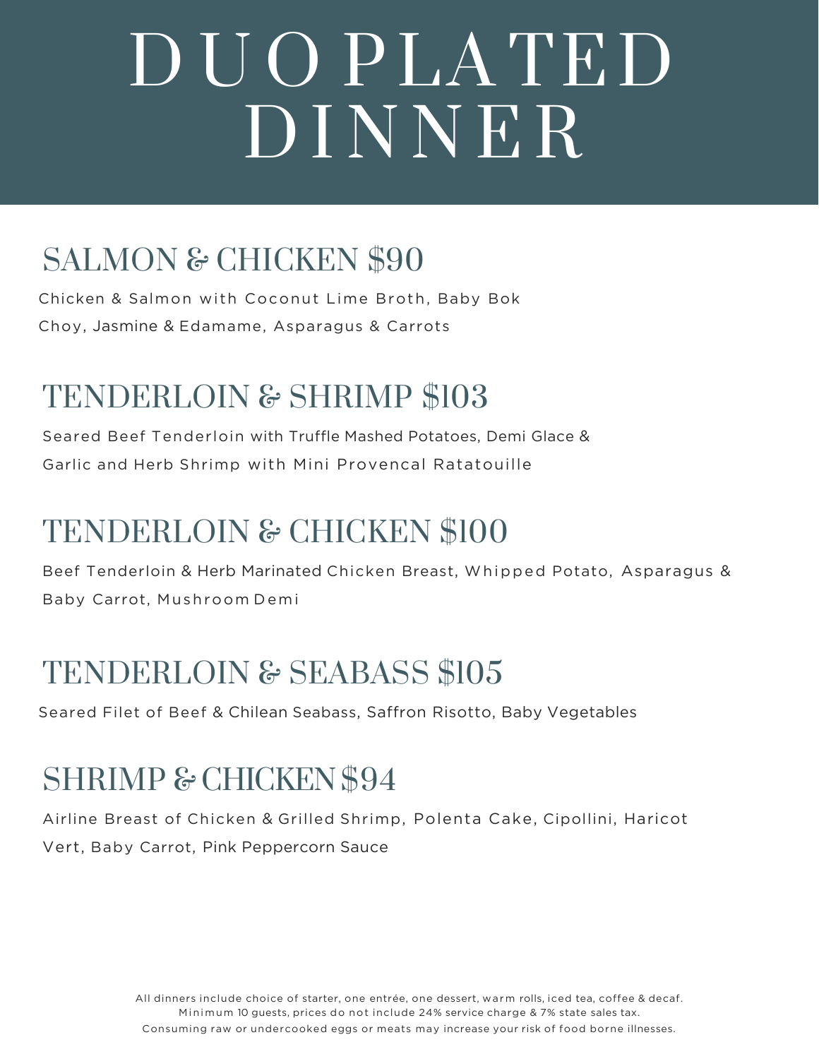# DUO PLATED DINNER

## SALMON & CHICKEN $90

Chicken & Salmon with Coconut Lime Broth, Baby Bok Choy, Jasmine & Edamame, Asparagus & Carrots

## TENDERLOIN & SHRIMP $103

Seared Beef Tenderloin with Truffle Mashed Potatoes, Demi Glace & Garlic and Herb Shrimp with Mini Provencal Ratatouille

## TENDERLOIN & CHICKEN $100

Beef Tenderloin & Herb Marinated Chicken Breast, Whipped Potato, Asparagus & Baby Carrot, Mushroom Demi

## TENDERLOIN & SEABASS $105

Seared Filet of Beef & Chilean Seabass, Saffron Risotto, Baby Vegetables

## SHRIMP & CHICKEN $94

Airline Breast of Chicken & Grilled Shrimp, Polenta Cake, Cipollini, Haricot Vert, Baby Carrot, Pink Peppercorn Sauce

All dinners include choice of starter, one entrée, one dessert, warm rolls, iced tea, coffee & decaf.
Minimum 10 guests, prices do not include 24% service charge & 7% state sales tax.
Consuming raw or undercooked eggs or meats may increase your risk of food borne illnesses.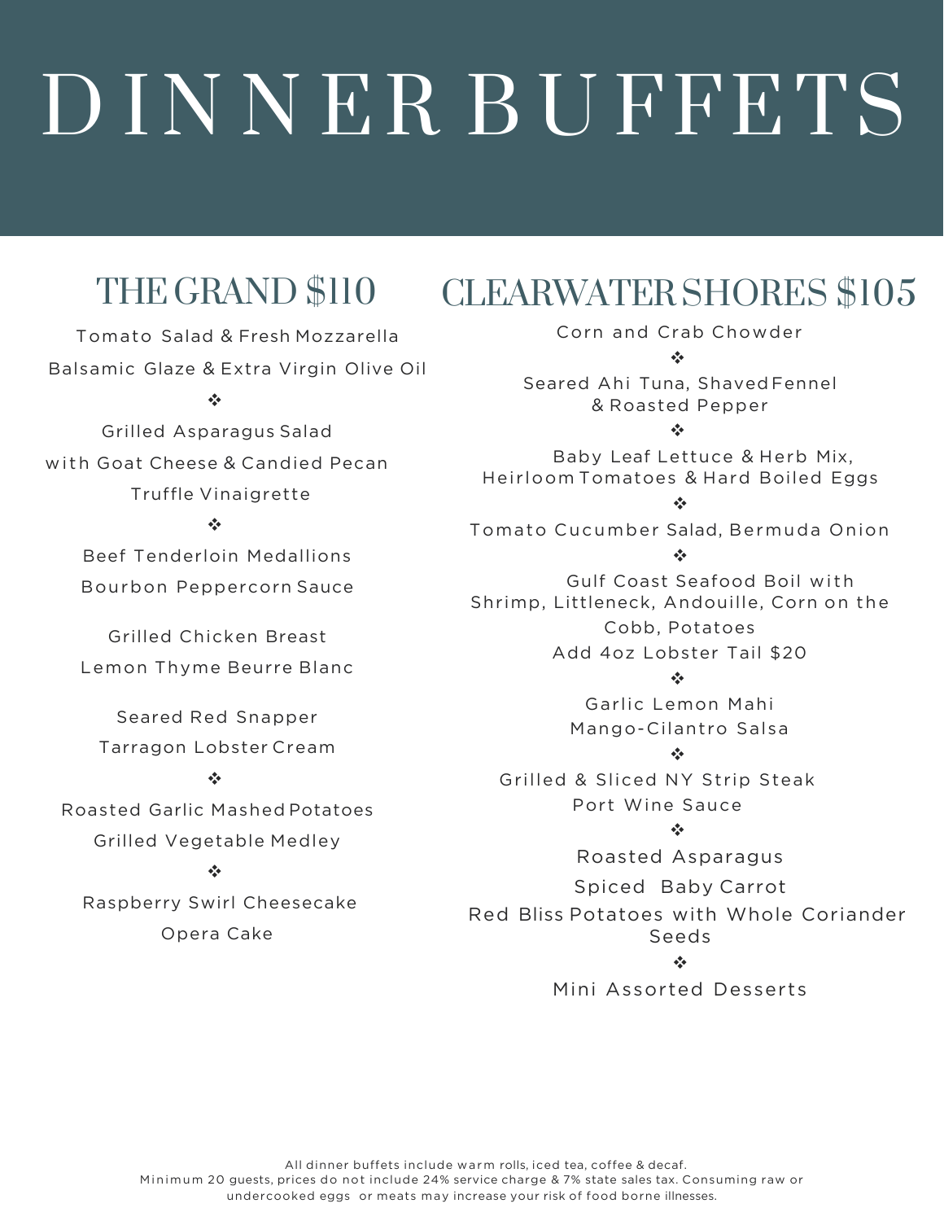# DINNER BUFFETS

## THE GRAND $110

Tomato Salad & Fresh Mozzarella
Balsamic Glaze & Extra Virgin Olive Oil

❖

Grilled Asparagus Salad
with Goat Cheese & Candied Pecan
Truffle Vinaigrette

❖

Beef Tenderloin Medallions
Bourbon Peppercorn Sauce

Grilled Chicken Breast
Lemon Thyme Beurre Blanc

Seared Red Snapper
Tarragon Lobster Cream

❖

Roasted Garlic Mashed Potatoes
Grilled Vegetable Medley

❖

Raspberry Swirl Cheesecake
Opera Cake

## CLEARWATER SHORES $105

Corn and Crab Chowder

❖

Seared Ahi Tuna, Shaved Fennel
& Roasted Pepper

❖

Baby Leaf Lettuce & Herb Mix,
Heirloom Tomatoes & Hard Boiled Eggs

❖

Tomato Cucumber Salad, Bermuda Onion

❖

Gulf Coast Seafood Boil with
Shrimp, Littleneck, Andouille, Corn on the Cobb, Potatoes
Add 4oz Lobster Tail $20

❖

Garlic Lemon Mahi
Mango-Cilantro Salsa

❖

Grilled & Sliced NY Strip Steak
Port Wine Sauce

❖

Roasted Asparagus
Spiced Baby Carrot
Red Bliss Potatoes with Whole Coriander Seeds

❖

Mini Assorted Desserts

All dinner buffets include warm rolls, iced tea, coffee & decaf.
Minimum 20 guests, prices do not include 24% service charge & 7% state sales tax. Consuming raw or undercooked eggs or meats may increase your risk of food borne illnesses.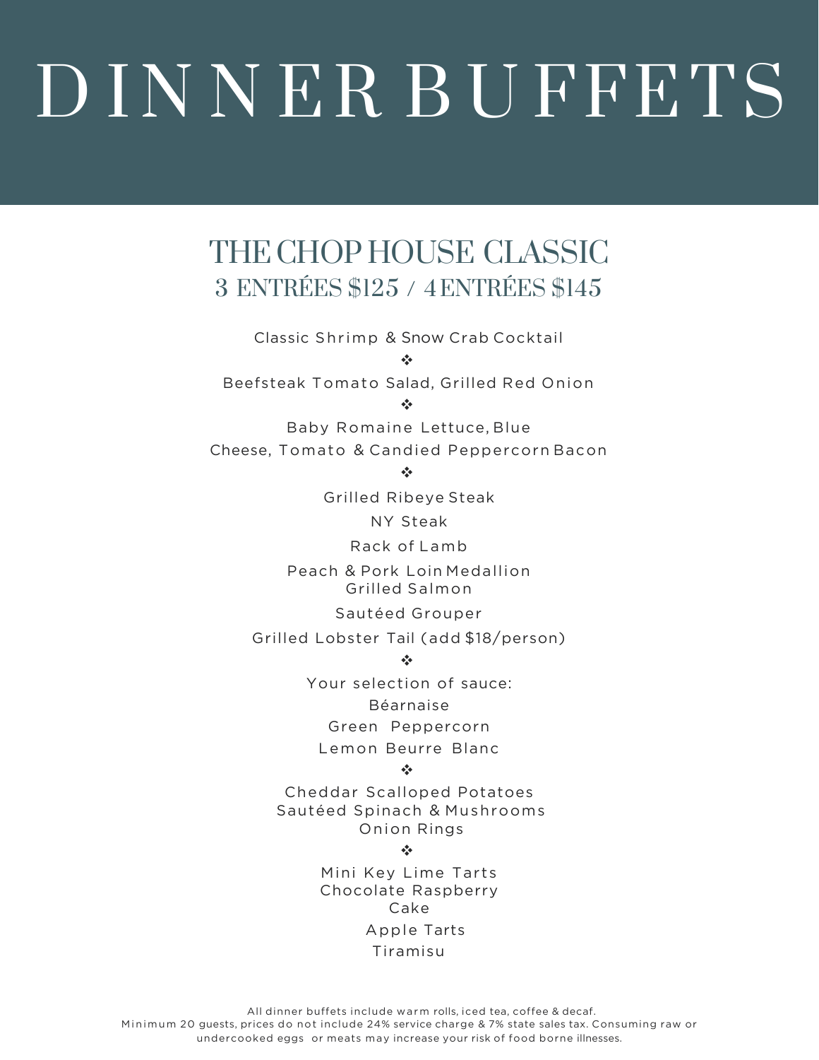# DINNER BUFFETS

## THE CHOP HOUSE CLASSIC

### 3 ENTRÉES $125 / 4 ENTRÉES $145

Classic Shrimp & Snow Crab Cocktail

❖

Beefsteak Tomato Salad, Grilled Red Onion

❖

Baby Romaine Lettuce, Blue Cheese, Tomato & Candied Peppercorn Bacon

❖

Grilled Ribeye Steak

NY Steak

Rack of Lamb

Peach & Pork Loin Medallion

Grilled Salmon

Sautéed Grouper

Grilled Lobster Tail (add $18/person)

❖

Your selection of sauce:

Béarnaise

Green Peppercorn

Lemon Beurre Blanc

❖

Cheddar Scalloped Potatoes

Sautéed Spinach & Mushrooms

Onion Rings

❖

Mini Key Lime Tarts

Chocolate Raspberry Cake

Apple Tarts

Tiramisu

All dinner buffets include warm rolls, iced tea, coffee & decaf.
Minimum 20 guests, prices do not include 24% service charge & 7% state sales tax. Consuming raw or undercooked eggs or meats may increase your risk of food borne illnesses.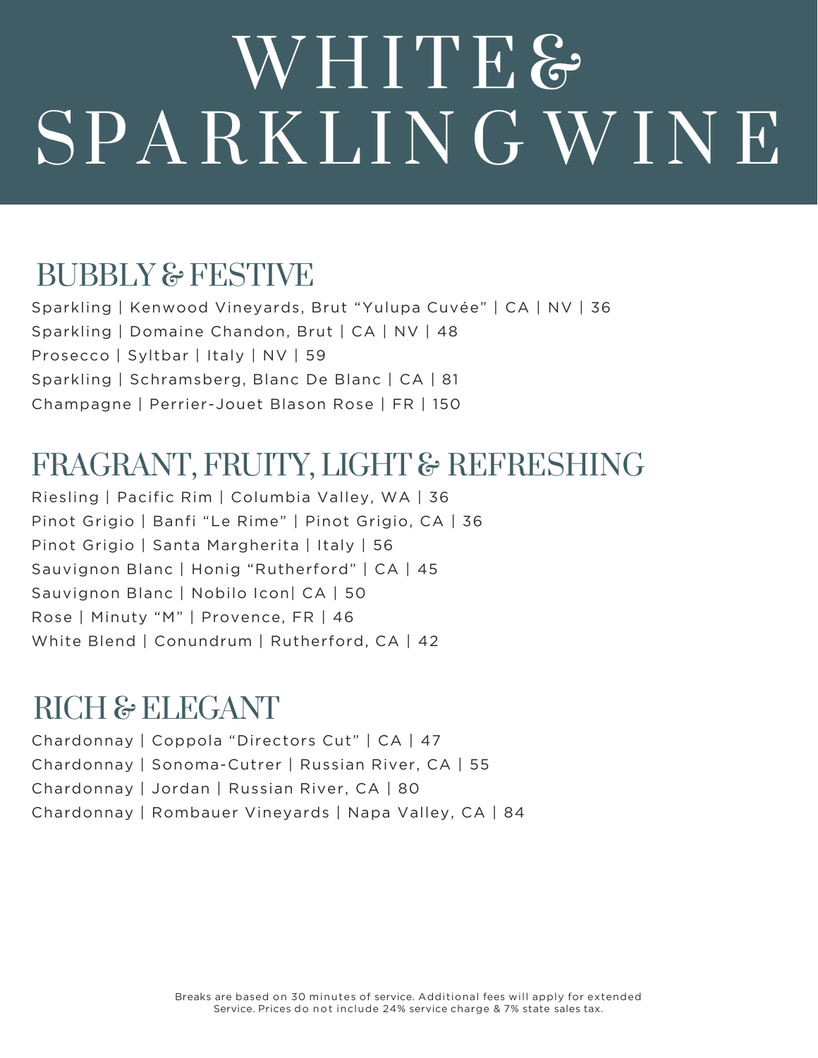# WHITE & SPARKLING WINE

## BUBBLY & FESTIVE

Sparkling | Kenwood Vineyards, Brut "Yulupa Cuvée" | CA | NV | 36

Sparkling | Domaine Chandon, Brut | CA | NV | 48

Prosecco | Syltbar | Italy | NV | 59

Sparkling | Schramsberg, Blanc De Blanc | CA | 81

Champagne | Perrier-Jouet Blason Rose | FR | 150

## FRAGRANT, FRUITY, LIGHT & REFRESHING

Riesling | Pacific Rim | Columbia Valley, WA | 36

Pinot Grigio | Banfi "Le Rime" | Pinot Grigio, CA | 36

Pinot Grigio | Santa Margherita | Italy | 56

Sauvignon Blanc | Honig "Rutherford" | CA | 45

Sauvignon Blanc | Nobilo Icon| CA | 50

Rose | Minuty "M" | Provence, FR | 46

White Blend | Conundrum | Rutherford, CA | 42

## RICH & ELEGANT

Chardonnay | Coppola "Directors Cut" | CA | 47

Chardonnay | Sonoma-Cutrer | Russian River, CA | 55

Chardonnay | Jordan | Russian River, CA | 80

Chardonnay | Rombauer Vineyards | Napa Valley, CA | 84

Breaks are based on 30 minutes of service. Additional fees will apply for extended Service. Prices do not include 24% service charge & 7% state sales tax.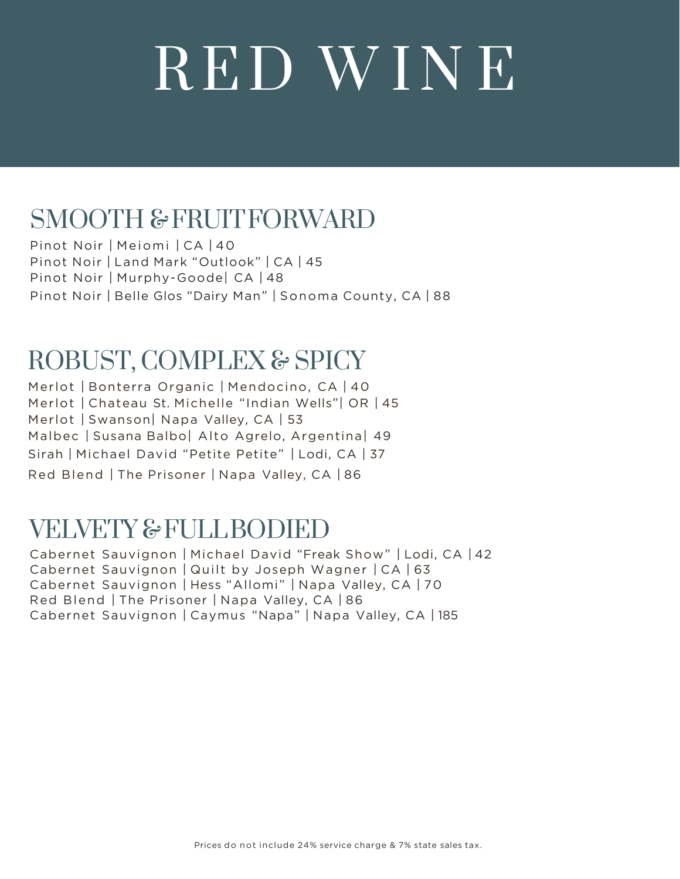# RED WINE

## SMOOTH & FRUIT FORWARD

Pinot Noir | Meiomi | CA | 40
Pinot Noir | Land Mark "Outlook" | CA | 45
Pinot Noir | Murphy-Goode| CA | 48
Pinot Noir | Belle Glos "Dairy Man" | Sonoma County, CA | 88

## ROBUST, COMPLEX & SPICY

Merlot | Bonterra Organic | Mendocino, CA | 40
Merlot | Chateau St. Michelle "Indian Wells"| OR | 45
Merlot | Swanson| Napa Valley, CA | 53
Malbec | Susana Balbo| Alto Agrelo, Argentina| 49
Sirah | Michael David "Petite Petite" | Lodi, CA | 37
Red Blend | The Prisoner | Napa Valley, CA | 86

## VELVETY & FULL BODIED

Cabernet Sauvignon | Michael David "Freak Show" | Lodi, CA | 42
Cabernet Sauvignon | Quilt by Joseph Wagner | CA | 63
Cabernet Sauvignon | Hess "Allomi" | Napa Valley, CA | 70
Red Blend | The Prisoner | Napa Valley, CA | 86
Cabernet Sauvignon | Caymus "Napa" | Napa Valley, CA | 185

Prices do not include 24% service charge & 7% state sales tax.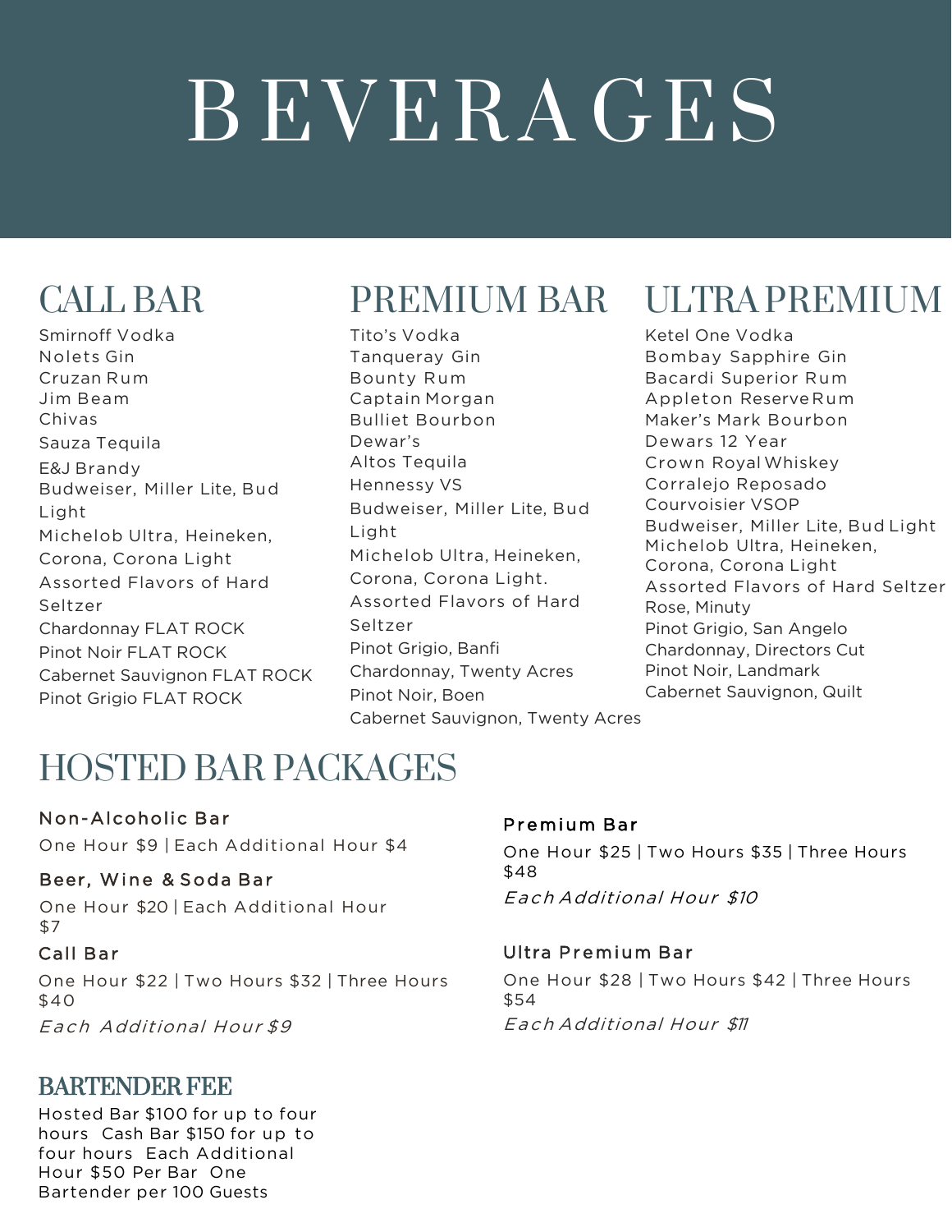# BEVERAGES

## CALL BAR

Smirnoff Vodka
Nolets Gin
Cruzan Rum
Jim Beam
Chivas
Sauza Tequila
E&J Brandy
Budweiser, Miller Lite, Bud Light
Michelob Ultra, Heineken, Corona, Corona Light
Assorted Flavors of Hard Seltzer
Chardonnay FLAT ROCK
Pinot Noir FLAT ROCK
Cabernet Sauvignon FLAT ROCK
Pinot Grigio FLAT ROCK

## PREMIUM BAR

Tito's Vodka
Tanqueray Gin
Bounty Rum
Captain Morgan
Bulliet Bourbon
Dewar's
Altos Tequila
Hennessy VS
Budweiser, Miller Lite, Bud Light
Michelob Ultra, Heineken, Corona, Corona Light.
Assorted Flavors of Hard Seltzer
Pinot Grigio, Banfi
Chardonnay, Twenty Acres
Pinot Noir, Boen
Cabernet Sauvignon, Twenty Acres

## ULTRA PREMIUM

Ketel One Vodka
Bombay Sapphire Gin
Bacardi Superior Rum
Appleton Reserve Rum
Maker's Mark Bourbon
Dewars 12 Year
Crown Royal Whiskey
Corralejo Reposado
Courvoisier VSOP
Budweiser, Miller Lite, Bud Light
Michelob Ultra, Heineken, Corona, Corona Light
Assorted Flavors of Hard Seltzer
Rose, Minuty
Pinot Grigio, San Angelo
Chardonnay, Directors Cut
Pinot Noir, Landmark
Cabernet Sauvignon, Quilt

## HOSTED BAR PACKAGES

**Non-Alcoholic Bar**

One Hour $9 | Each Additional Hour $4

**Beer, Wine & Soda Bar**

One Hour $20 | Each Additional Hour $7

**Call Bar**

One Hour $22 | Two Hours $32 | Three Hours $40

*Each Additional Hour $9*

**Premium Bar**

One Hour $25 | Two Hours $35 | Three Hours $48

*Each Additional Hour $10*

**Ultra Premium Bar**

One Hour $28 | Two Hours $42 | Three Hours $54

*Each Additional Hour $11*

## BARTENDER FEE

Hosted Bar $100 for up to four hours Cash Bar $150 for up to four hours Each Additional Hour $50 Per Bar One Bartender per 100 Guests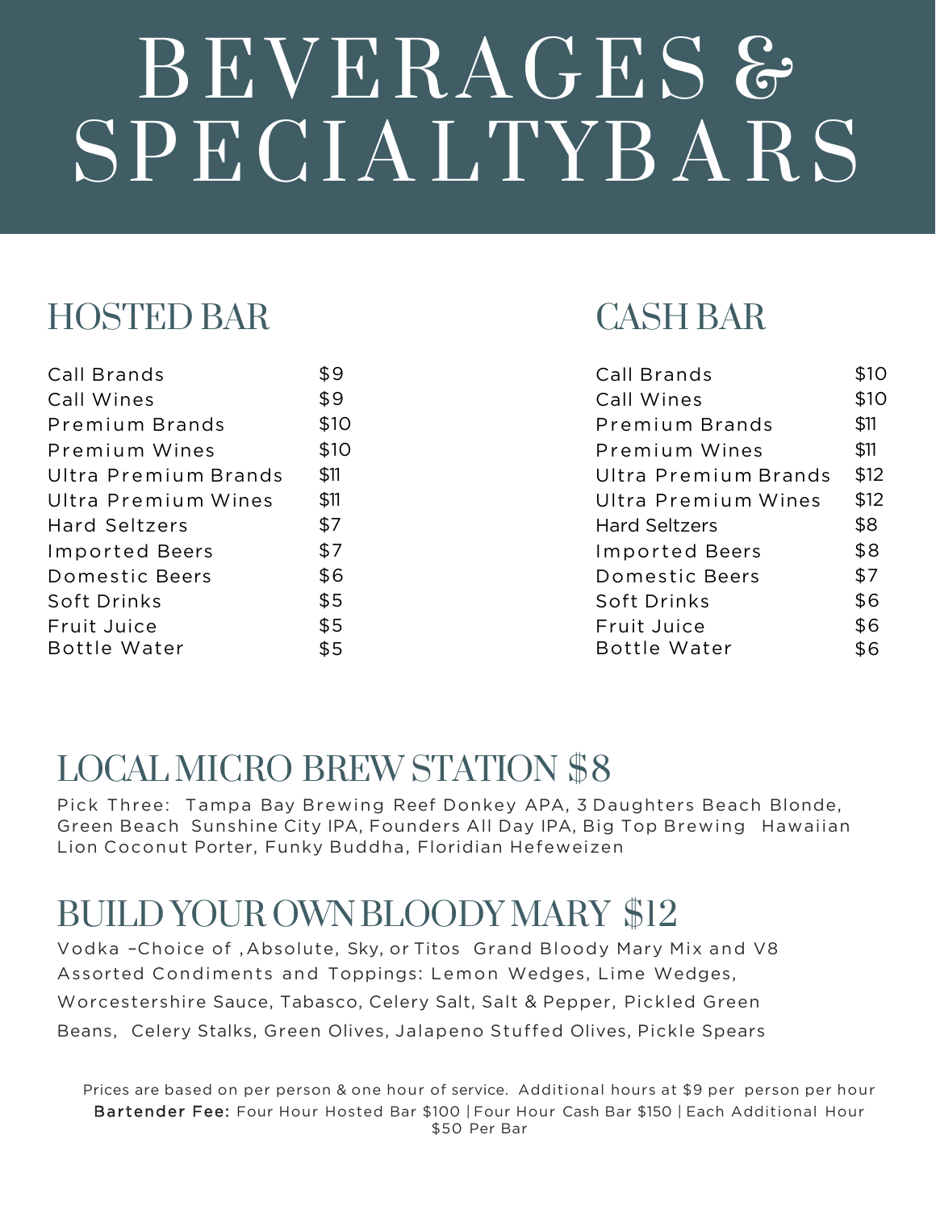# BEVERAGES & SPECIALTYBARS

## HOSTED BAR

| Item | Price |
| --- | --- |
| Call Brands | $9 |
| Call Wines | $9 |
| Premium Brands | $10 |
| Premium Wines | $10 |
| Ultra Premium Brands | $11 |
| Ultra Premium Wines | $11 |
| Hard Seltzers | $7 |
| Imported Beers | $7 |
| Domestic Beers | $6 |
| Soft Drinks | $5 |
| Fruit Juice | $5 |
| Bottle Water | $5 |

## CASH BAR

| Item | Price |
| --- | --- |
| Call Brands | $10 |
| Call Wines | $10 |
| Premium Brands | $11 |
| Premium Wines | $11 |
| Ultra Premium Brands | $12 |
| Ultra Premium Wines | $12 |
| Hard Seltzers | $8 |
| Imported Beers | $8 |
| Domestic Beers | $7 |
| Soft Drinks | $6 |
| Fruit Juice | $6 |
| Bottle Water | $6 |

## LOCAL MICRO BREW STATION $8

Pick Three: Tampa Bay Brewing Reef Donkey APA, 3 Daughters Beach Blonde, Green Beach Sunshine City IPA, Founders All Day IPA, Big Top Brewing Hawaiian Lion Coconut Porter, Funky Buddha, Floridian Hefeweizen

## BUILD YOUR OWN BLOODY MARY $12

Vodka –Choice of , Absolute, Sky, or Titos Grand Bloody Mary Mix and V8
Assorted Condiments and Toppings: Lemon Wedges, Lime Wedges, Worcestershire Sauce, Tabasco, Celery Salt, Salt & Pepper, Pickled Green Beans, Celery Stalks, Green Olives, Jalapeno Stuffed Olives, Pickle Spears

Prices are based on per person & one hour of service. Additional hours at $9 per person per hour
**Bartender Fee:** Four Hour Hosted Bar $100 | Four Hour Cash Bar $150 | Each Additional Hour $50 Per Bar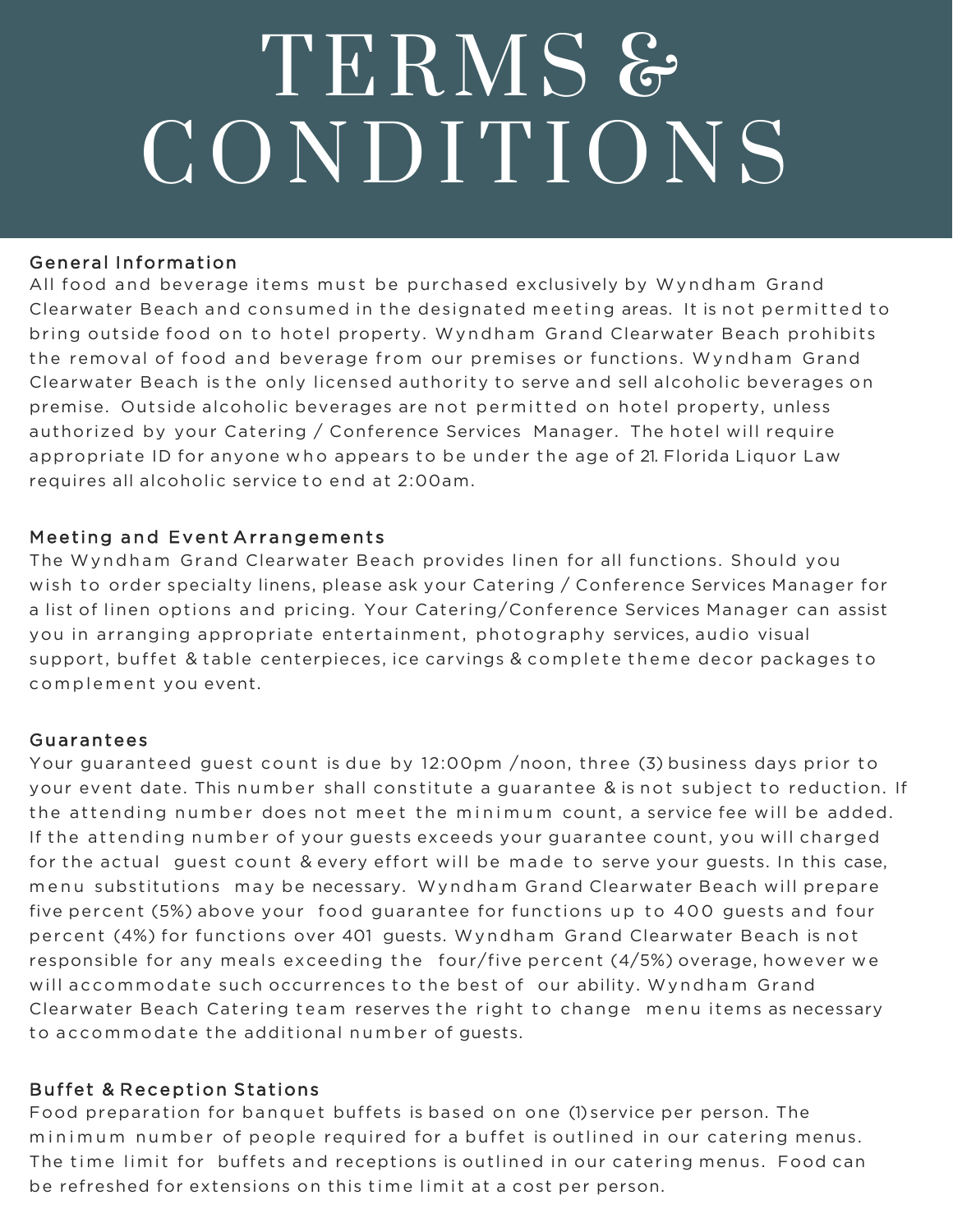# TERMS & CONDITIONS

## General Information

All food and beverage items must be purchased exclusively by Wyndham Grand Clearwater Beach and consumed in the designated meeting areas. It is not permitted to bring outside food on to hotel property. Wyndham Grand Clearwater Beach prohibits the removal of food and beverage from our premises or functions. Wyndham Grand Clearwater Beach is the only licensed authority to serve and sell alcoholic beverages on premise. Outside alcoholic beverages are not permitted on hotel property, unless authorized by your Catering / Conference Services Manager. The hotel will require appropriate ID for anyone who appears to be under the age of 21. Florida Liquor Law requires all alcoholic service to end at 2:00am.

## Meeting and Event Arrangements

The Wyndham Grand Clearwater Beach provides linen for all functions. Should you wish to order specialty linens, please ask your Catering / Conference Services Manager for a list of linen options and pricing. Your Catering/Conference Services Manager can assist you in arranging appropriate entertainment, photography services, audio visual support, buffet & table centerpieces, ice carvings & complete theme decor packages to complement you event.

## Guarantees

Your guaranteed guest count is due by 12:00pm /noon, three (3) business days prior to your event date. This number shall constitute a guarantee & is not subject to reduction. If the attending number does not meet the minimum count, a service fee will be added. If the attending number of your guests exceeds your guarantee count, you will charged for the actual guest count & every effort will be made to serve your guests. In this case, menu substitutions may be necessary. Wyndham Grand Clearwater Beach will prepare five percent (5%) above your food guarantee for functions up to 400 guests and four percent (4%) for functions over 401 guests. Wyndham Grand Clearwater Beach is not responsible for any meals exceeding the four/five percent (4/5%) overage, however we will accommodate such occurrences to the best of our ability. Wyndham Grand Clearwater Beach Catering team reserves the right to change menu items as necessary to accommodate the additional number of guests.

## Buffet & Reception Stations

Food preparation for banquet buffets is based on one (1) service per person. The minimum number of people required for a buffet is outlined in our catering menus. The time limit for buffets and receptions is outlined in our catering menus. Food can be refreshed for extensions on this time limit at a cost per person.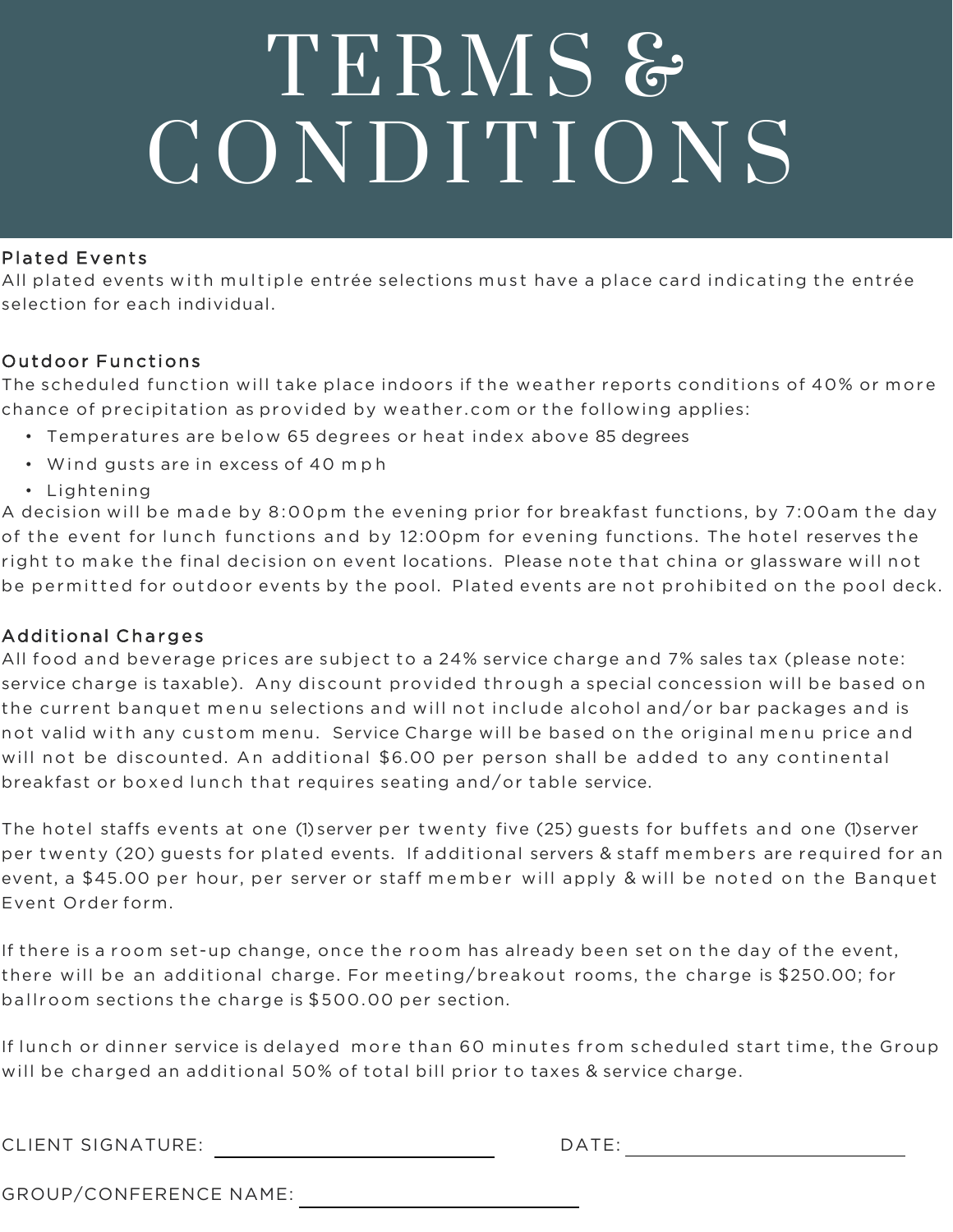# TERMS & CONDITIONS

## Plated Events

All plated events with multiple entrée selections must have a place card indicating the entrée selection for each individual.

## Outdoor Functions

The scheduled function will take place indoors if the weather reports conditions of 40% or more chance of precipitation as provided by weather.com or the following applies:

- Temperatures are below 65 degrees or heat index above 85 degrees
- Wind gusts are in excess of 40 mph
- Lightening

A decision will be made by 8:00pm the evening prior for breakfast functions, by 7:00am the day of the event for lunch functions and by 12:00pm for evening functions. The hotel reserves the right to make the final decision on event locations. Please note that china or glassware will not be permitted for outdoor events by the pool. Plated events are not prohibited on the pool deck.

## Additional Charges

All food and beverage prices are subject to a 24% service charge and 7% sales tax (please note: service charge is taxable). Any discount provided through a special concession will be based on the current banquet menu selections and will not include alcohol and/or bar packages and is not valid with any custom menu. Service Charge will be based on the original menu price and will not be discounted. An additional $6.00 per person shall be added to any continental breakfast or boxed lunch that requires seating and/or table service.

The hotel staffs events at one (1) server per twenty five (25) guests for buffets and one (1) server per twenty (20) guests for plated events. If additional servers & staff members are required for an event, a $45.00 per hour, per server or staff member will apply & will be noted on the Banquet Event Order form.

If there is a room set-up change, once the room has already been set on the day of the event, there will be an additional charge. For meeting/breakout rooms, the charge is $250.00; for ballroom sections the charge is $500.00 per section.

If lunch or dinner service is delayed more than 60 minutes from scheduled start time, the Group will be charged an additional 50% of total bill prior to taxes & service charge.

CLIENT SIGNATURE: ______________________ DATE: ______________________

GROUP/CONFERENCE NAME: ______________________